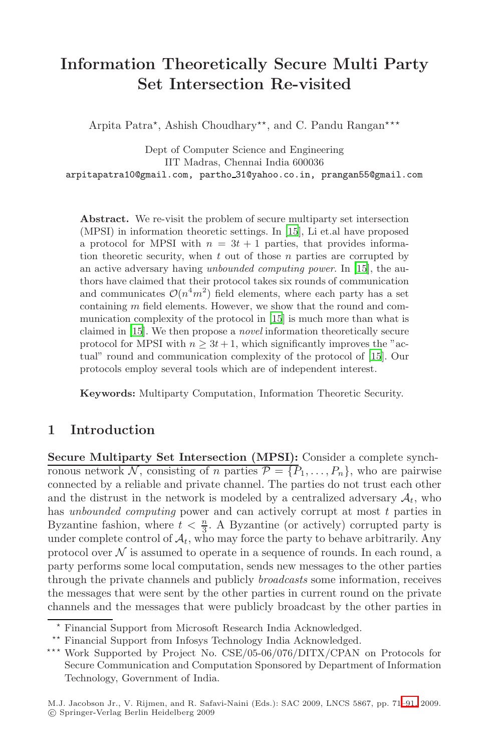# Information Theoretically Secure Multi Party Set Intersection Re-visited

Arpita Patra*, Ashish Choudhary**, and C. Pandu Rangan***

Dept of Computer Science and Engineering
IIT Madras, Chennai India 600036
arpitapatra10@gmail.com, partho_31@yahoo.co.in, prangan55@gmail.com

**Abstract.** We re-visit the problem of secure multiparty set intersection (MPSI) in information theoretic settings. In [15], Li et.al have proposed a protocol for MPSI with $n = 3t + 1$ parties, that provides information theoretic security, when $t$ out of those $n$ parties are corrupted by an active adversary having *unbounded computing power*. In [15], the authors have claimed that their protocol takes six rounds of communication and communicates $\mathcal{O}(n^4 m^2)$ field elements, where each party has a set containing $m$ field elements. However, we show that the round and communication complexity of the protocol in [15] is much more than what is claimed in [15]. We then propose a *novel* information theoretically secure protocol for MPSI with $n \geq 3t + 1$, which significantly improves the "actual" round and communication complexity of the protocol of [15]. Our protocols employ several tools which are of independent interest.

**Keywords:** Multiparty Computation, Information Theoretic Security.

## 1 Introduction

**Secure Multiparty Set Intersection (MPSI):** Consider a complete synchronous network $\mathcal{N}$, consisting of $n$ parties $\mathcal{P} = \{P_1, \ldots, P_n\}$, who are pairwise connected by a reliable and private channel. The parties do not trust each other and the distrust in the network is modeled by a centralized adversary $\mathcal{A}_t$, who has *unbounded computing* power and can actively corrupt at most $t$ parties in Byzantine fashion, where $t < \frac{n}{3}$. A Byzantine (or actively) corrupted party is under complete control of $\mathcal{A}_t$, who may force the party to behave arbitrarily. Any protocol over $\mathcal{N}$ is assumed to operate in a sequence of rounds. In each round, a party performs some local computation, sends new messages to the other parties through the private channels and publicly *broadcasts* some information, receives the messages that were sent by the other parties in current round on the private channels and the messages that were publicly broadcast by the other parties in

---

* Financial Support from Microsoft Research India Acknowledged.

** Financial Support from Infosys Technology India Acknowledged.

*** Work Supported by Project No. CSE/05-06/076/DITX/CPAN on Protocols for Secure Communication and Computation Sponsored by Department of Information Technology, Government of India.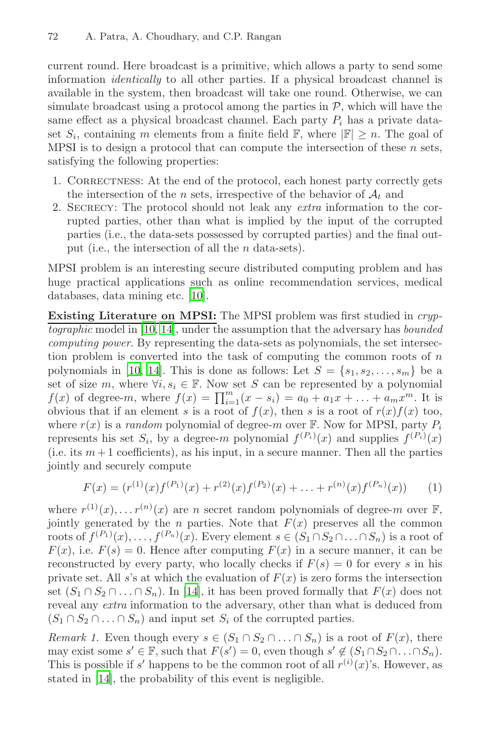current round. Here broadcast is a primitive, which allows a party to send some information *identically* to all other parties. If a physical broadcast channel is available in the system, then broadcast will take one round. Otherwise, we can simulate broadcast using a protocol among the parties in $\mathcal{P}$, which will have the same effect as a physical broadcast channel. Each party $P_i$ has a private dataset $S_i$, containing $m$ elements from a finite field $\mathbb{F}$, where $|\mathbb{F}| \geq n$. The goal of MPSI is to design a protocol that can compute the intersection of these $n$ sets, satisfying the following properties:

1. Correctness: At the end of the protocol, each honest party correctly gets the intersection of the $n$ sets, irrespective of the behavior of $\mathcal{A}_t$ and
2. Secrecy: The protocol should not leak any *extra* information to the corrupted parties, other than what is implied by the input of the corrupted parties (i.e., the data-sets possessed by corrupted parties) and the final output (i.e., the intersection of all the $n$ data-sets).

MPSI problem is an interesting secure distributed computing problem and has huge practical applications such as online recommendation services, medical databases, data mining etc. [10].

**Existing Literature on MPSI:** The MPSI problem was first studied in *cryptographic* model in [10,14], under the assumption that the adversary has *bounded computing power*. By representing the data-sets as polynomials, the set intersection problem is converted into the task of computing the common roots of $n$ polynomials in [10,14]. This is done as follows: Let $S = \{s_1, s_2, \ldots, s_m\}$ be a set of size $m$, where $\forall i, s_i \in \mathbb{F}$. Now set $S$ can be represented by a polynomial $f(x)$ of degree-$m$, where $f(x) = \prod_{i=1}^{m}(x - s_i) = a_0 + a_1 x + \ldots + a_m x^m$. It is obvious that if an element $s$ is a root of $f(x)$, then $s$ is a root of $r(x)f(x)$ too, where $r(x)$ is a *random* polynomial of degree-$m$ over $\mathbb{F}$. Now for MPSI, party $P_i$ represents his set $S_i$, by a degree-$m$ polynomial $f^{(P_i)}(x)$ and supplies $f^{(P_i)}(x)$ (i.e. its $m+1$ coefficients), as his input, in a secure manner. Then all the parties jointly and securely compute

$$F(x) = (r^{(1)}(x)f^{(P_1)}(x) + r^{(2)}(x)f^{(P_2)}(x) + \ldots + r^{(n)}(x)f^{(P_n)}(x)) \tag{1}$$

where $r^{(1)}(x), \ldots r^{(n)}(x)$ are $n$ secret random polynomials of degree-$m$ over $\mathbb{F}$, jointly generated by the $n$ parties. Note that $F(x)$ preserves all the common roots of $f^{(P_1)}(x), \ldots, f^{(P_n)}(x)$. Every element $s \in (S_1 \cap S_2 \cap \ldots \cap S_n)$ is a root of $F(x)$, i.e. $F(s) = 0$. Hence after computing $F(x)$ in a secure manner, it can be reconstructed by every party, who locally checks if $F(s) = 0$ for every $s$ in his private set. All $s$'s at which the evaluation of $F(x)$ is zero forms the intersection set $(S_1 \cap S_2 \cap \ldots \cap S_n)$. In [14], it has been proved formally that $F(x)$ does not reveal any *extra* information to the adversary, other than what is deduced from $(S_1 \cap S_2 \cap \ldots \cap S_n)$ and input set $S_i$ of the corrupted parties.

*Remark 1.* Even though every $s \in (S_1 \cap S_2 \cap \ldots \cap S_n)$ is a root of $F(x)$, there may exist some $s' \in \mathbb{F}$, such that $F(s') = 0$, even though $s' \notin (S_1 \cap S_2 \cap \ldots \cap S_n)$. This is possible if $s'$ happens to be the common root of all $r^{(i)}(x)$'s. However, as stated in [14], the probability of this event is negligible.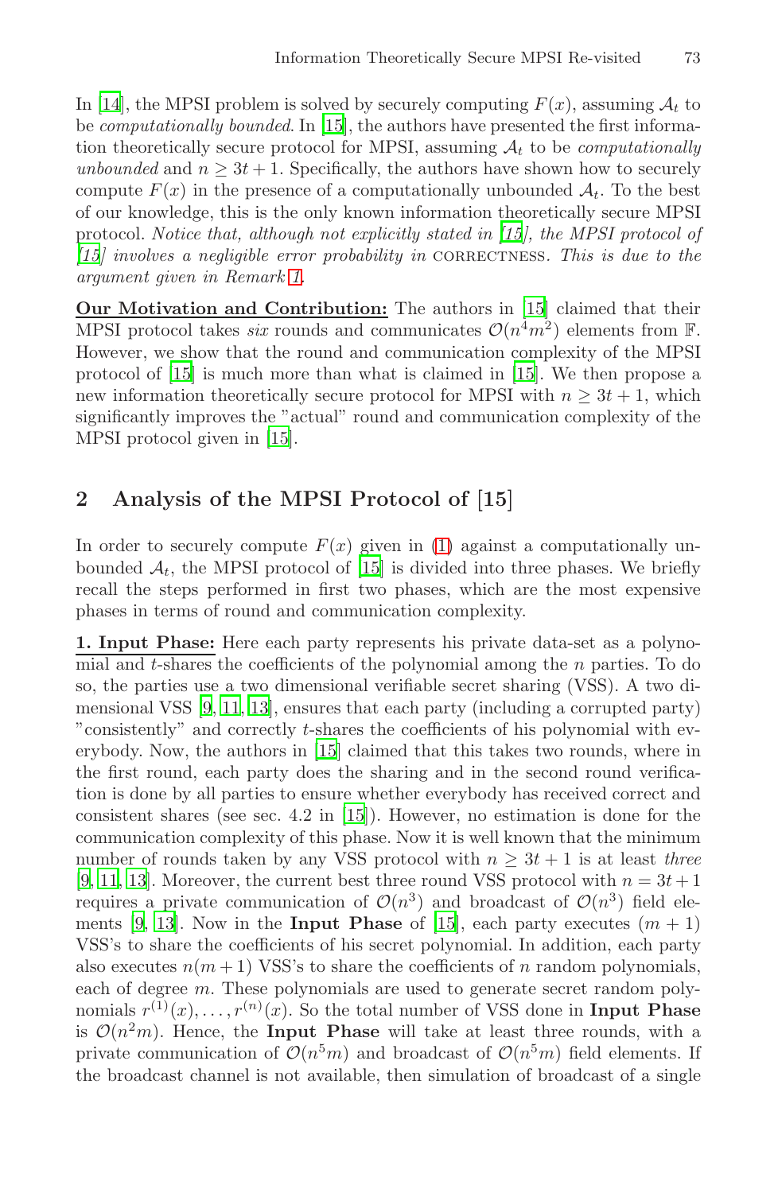In [14], the MPSI problem is solved by securely computing $F(x)$, assuming $\mathcal{A}_t$ to be *computationally bounded*. In [15], the authors have presented the first information theoretically secure protocol for MPSI, assuming $\mathcal{A}_t$ to be *computationally unbounded* and $n \geq 3t + 1$. Specifically, the authors have shown how to securely compute $F(x)$ in the presence of a computationally unbounded $\mathcal{A}_t$. To the best of our knowledge, this is the only known information theoretically secure MPSI protocol. *Notice that, although not explicitly stated in [15], the MPSI protocol of [15] involves a negligible error probability in* CORRECTNESS. *This is due to the argument given in Remark 1.*

**Our Motivation and Contribution:** The authors in [15] claimed that their MPSI protocol takes *six* rounds and communicates $\mathcal{O}(n^4m^2)$ elements from $\mathbb{F}$. However, we show that the round and communication complexity of the MPSI protocol of [15] is much more than what is claimed in [15]. We then propose a new information theoretically secure protocol for MPSI with $n \geq 3t + 1$, which significantly improves the "actual" round and communication complexity of the MPSI protocol given in [15].

## 2 Analysis of the MPSI Protocol of [15]

In order to securely compute $F(x)$ given in (1) against a computationally unbounded $\mathcal{A}_t$, the MPSI protocol of [15] is divided into three phases. We briefly recall the steps performed in first two phases, which are the most expensive phases in terms of round and communication complexity.

**1. Input Phase:** Here each party represents his private data-set as a polynomial and $t$-shares the coefficients of the polynomial among the $n$ parties. To do so, the parties use a two dimensional verifiable secret sharing (VSS). A two dimensional VSS [9, 11, 13], ensures that each party (including a corrupted party) "consistently" and correctly $t$-shares the coefficients of his polynomial with everybody. Now, the authors in [15] claimed that this takes two rounds, where in the first round, each party does the sharing and in the second round verification is done by all parties to ensure whether everybody has received correct and consistent shares (see sec. 4.2 in [15]). However, no estimation is done for the communication complexity of this phase. Now it is well known that the minimum number of rounds taken by any VSS protocol with $n \geq 3t + 1$ is at least *three* [9, 11, 13]. Moreover, the current best three round VSS protocol with $n = 3t + 1$ requires a private communication of $\mathcal{O}(n^3)$ and broadcast of $\mathcal{O}(n^3)$ field elements [9, 13]. Now in the **Input Phase** of [15], each party executes $(m + 1)$ VSS's to share the coefficients of his secret polynomial. In addition, each party also executes $n(m + 1)$ VSS's to share the coefficients of $n$ random polynomials, each of degree $m$. These polynomials are used to generate secret random polynomials $r^{(1)}(x), \ldots, r^{(n)}(x)$. So the total number of VSS done in **Input Phase** is $\mathcal{O}(n^2m)$. Hence, the **Input Phase** will take at least three rounds, with a private communication of $\mathcal{O}(n^5m)$ and broadcast of $\mathcal{O}(n^5m)$ field elements. If the broadcast channel is not available, then simulation of broadcast of a single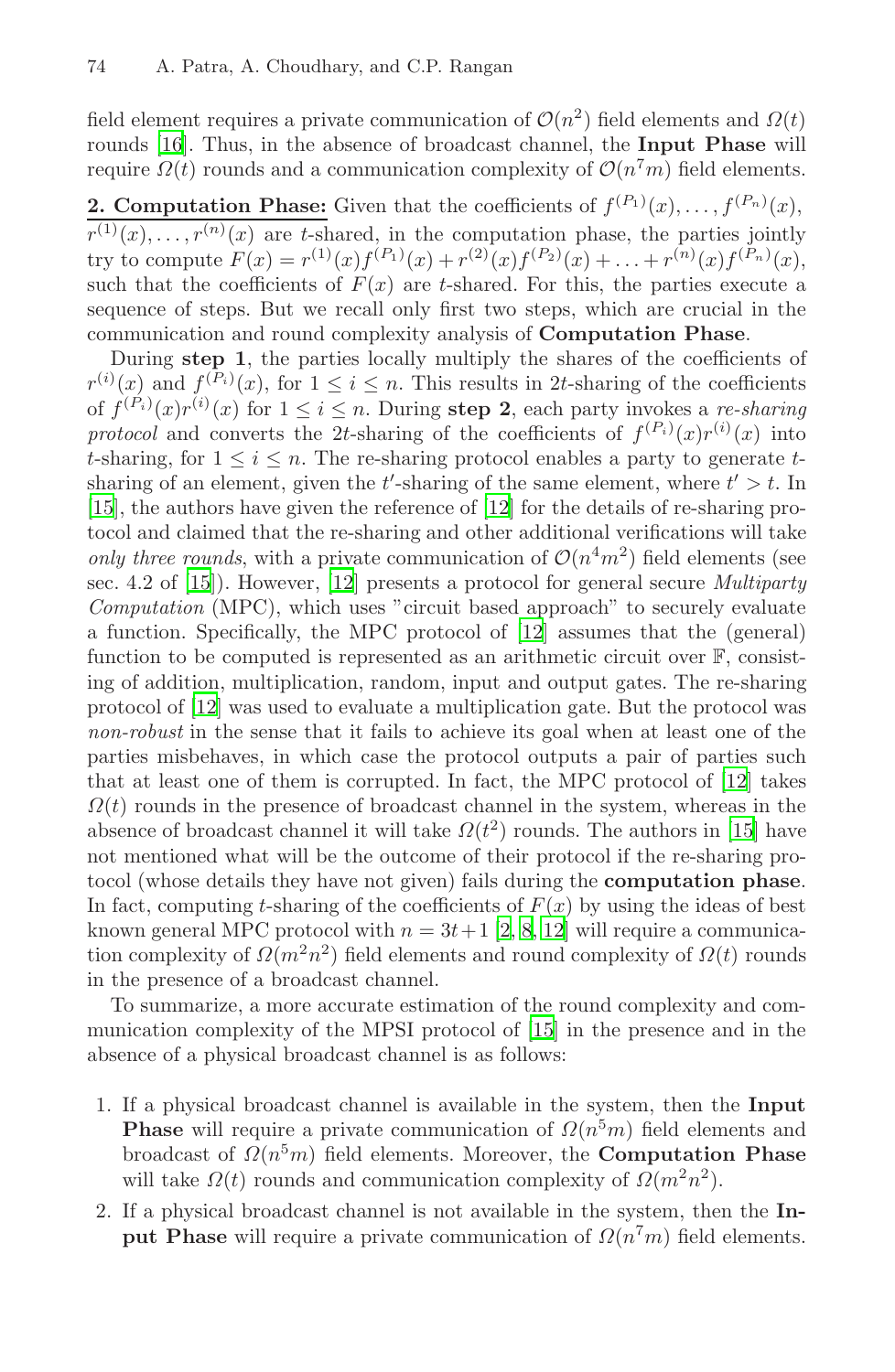field element requires a private communication of $\mathcal{O}(n^2)$ field elements and $\Omega(t)$ rounds [16]. Thus, in the absence of broadcast channel, the **Input Phase** will require $\Omega(t)$ rounds and a communication complexity of $\mathcal{O}(n^7 m)$ field elements.

**2. Computation Phase:** Given that the coefficients of $f^{(P_1)}(x), \ldots, f^{(P_n)}(x)$, $r^{(1)}(x), \ldots, r^{(n)}(x)$ are $t$-shared, in the computation phase, the parties jointly try to compute $F(x) = r^{(1)}(x)f^{(P_1)}(x) + r^{(2)}(x)f^{(P_2)}(x) + \ldots + r^{(n)}(x)f^{(P_n)}(x)$, such that the coefficients of $F(x)$ are $t$-shared. For this, the parties execute a sequence of steps. But we recall only first two steps, which are crucial in the communication and round complexity analysis of **Computation Phase**.

During **step 1**, the parties locally multiply the shares of the coefficients of $r^{(i)}(x)$ and $f^{(P_i)}(x)$, for $1 \leq i \leq n$. This results in $2t$-sharing of the coefficients of $f^{(P_i)}(x)r^{(i)}(x)$ for $1 \leq i \leq n$. During **step 2**, each party invokes a *re-sharing protocol* and converts the $2t$-sharing of the coefficients of $f^{(P_i)}(x)r^{(i)}(x)$ into $t$-sharing, for $1 \leq i \leq n$. The re-sharing protocol enables a party to generate $t$-sharing of an element, given the $t'$-sharing of the same element, where $t' > t$. In [15], the authors have given the reference of [12] for the details of re-sharing protocol and claimed that the re-sharing and other additional verifications will take *only three rounds*, with a private communication of $\mathcal{O}(n^4 m^2)$ field elements (see sec. 4.2 of [15]). However, [12] presents a protocol for general secure *Multiparty Computation* (MPC), which uses "circuit based approach" to securely evaluate a function. Specifically, the MPC protocol of [12] assumes that the (general) function to be computed is represented as an arithmetic circuit over $\mathbb{F}$, consisting of addition, multiplication, random, input and output gates. The re-sharing protocol of [12] was used to evaluate a multiplication gate. But the protocol was *non-robust* in the sense that it fails to achieve its goal when at least one of the parties misbehaves, in which case the protocol outputs a pair of parties such that at least one of them is corrupted. In fact, the MPC protocol of [12] takes $\Omega(t)$ rounds in the presence of broadcast channel in the system, whereas in the absence of broadcast channel it will take $\Omega(t^2)$ rounds. The authors in [15] have not mentioned what will be the outcome of their protocol if the re-sharing protocol (whose details they have not given) fails during the **computation phase**. In fact, computing $t$-sharing of the coefficients of $F(x)$ by using the ideas of best known general MPC protocol with $n = 3t+1$ [2, 8, 12] will require a communication complexity of $\Omega(m^2 n^2)$ field elements and round complexity of $\Omega(t)$ rounds in the presence of a broadcast channel.

To summarize, a more accurate estimation of the round complexity and communication complexity of the MPSI protocol of [15] in the presence and in the absence of a physical broadcast channel is as follows:

1. If a physical broadcast channel is available in the system, then the **Input Phase** will require a private communication of $\Omega(n^5 m)$ field elements and broadcast of $\Omega(n^5 m)$ field elements. Moreover, the **Computation Phase** will take $\Omega(t)$ rounds and communication complexity of $\Omega(m^2 n^2)$.
2. If a physical broadcast channel is not available in the system, then the **Input Phase** will require a private communication of $\Omega(n^7 m)$ field elements.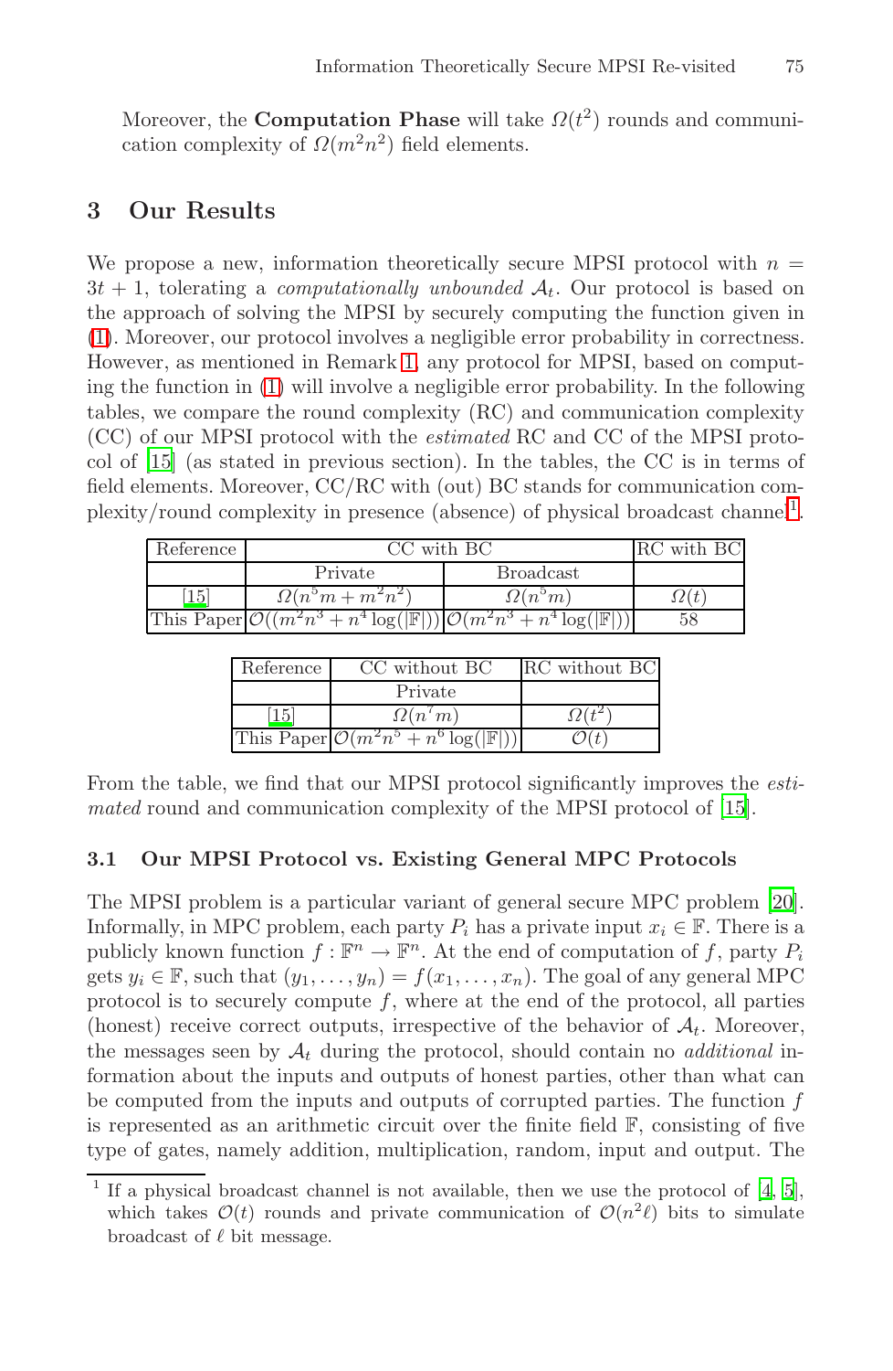Moreover, the **Computation Phase** will take $\Omega(t^2)$ rounds and communication complexity of $\Omega(m^2n^2)$ field elements.

# 3 Our Results

We propose a new, information theoretically secure MPSI protocol with $n = 3t+1$, tolerating a *computationally unbounded* $\mathcal{A}_t$. Our protocol is based on the approach of solving the MPSI by securely computing the function given in (1). Moreover, our protocol involves a negligible error probability in correctness. However, as mentioned in Remark 1, any protocol for MPSI, based on computing the function in (1) will involve a negligible error probability. In the following tables, we compare the round complexity (RC) and communication complexity (CC) of our MPSI protocol with the *estimated* RC and CC of the MPSI protocol of [15] (as stated in previous section). In the tables, the CC is in terms of field elements. Moreover, CC/RC with (out) BC stands for communication complexity/round complexity in presence (absence) of physical broadcast channel[1].

| Reference | CC with BC | | RC with BC |
|---|---|---|---|
| | Private | Broadcast | |
| [15] | $\Omega(n^5m + m^2n^2)$ | $\Omega(n^5m)$ | $\Omega(t)$ |
| This Paper | $\mathcal{O}((m^2n^3 + n^4\log(\lvert\mathbb{F}\rvert))$ | $\mathcal{O}(m^2n^3 + n^4\log(\lvert\mathbb{F}\rvert))$ | 58 |

| Reference | CC without BC | RC without BC |
|---|---|---|
| | Private | |
| [15] | $\Omega(n^7m)$ | $\Omega(t^2)$ |
| This Paper | $\mathcal{O}(m^2n^5 + n^6\log(\lvert\mathbb{F}\rvert))$ | $\mathcal{O}(t)$ |

From the table, we find that our MPSI protocol significantly improves the *estimated* round and communication complexity of the MPSI protocol of [15].

## 3.1 Our MPSI Protocol vs. Existing General MPC Protocols

The MPSI problem is a particular variant of general secure MPC problem [20]. Informally, in MPC problem, each party $P_i$ has a private input $x_i \in \mathbb{F}$. There is a publicly known function $f : \mathbb{F}^n \rightarrow \mathbb{F}^n$. At the end of computation of $f$, party $P_i$ gets $y_i \in \mathbb{F}$, such that $(y_1, \ldots, y_n) = f(x_1, \ldots, x_n)$. The goal of any general MPC protocol is to securely compute $f$, where at the end of the protocol, all parties (honest) receive correct outputs, irrespective of the behavior of $\mathcal{A}_t$. Moreover, the messages seen by $\mathcal{A}_t$ during the protocol, should contain no *additional* information about the inputs and outputs of honest parties, other than what can be computed from the inputs and outputs of corrupted parties. The function $f$ is represented as an arithmetic circuit over the finite field $\mathbb{F}$, consisting of five type of gates, namely addition, multiplication, random, input and output. The

[1] If a physical broadcast channel is not available, then we use the protocol of [4, 5], which takes $\mathcal{O}(t)$ rounds and private communication of $\mathcal{O}(n^2\ell)$ bits to simulate broadcast of $\ell$ bit message.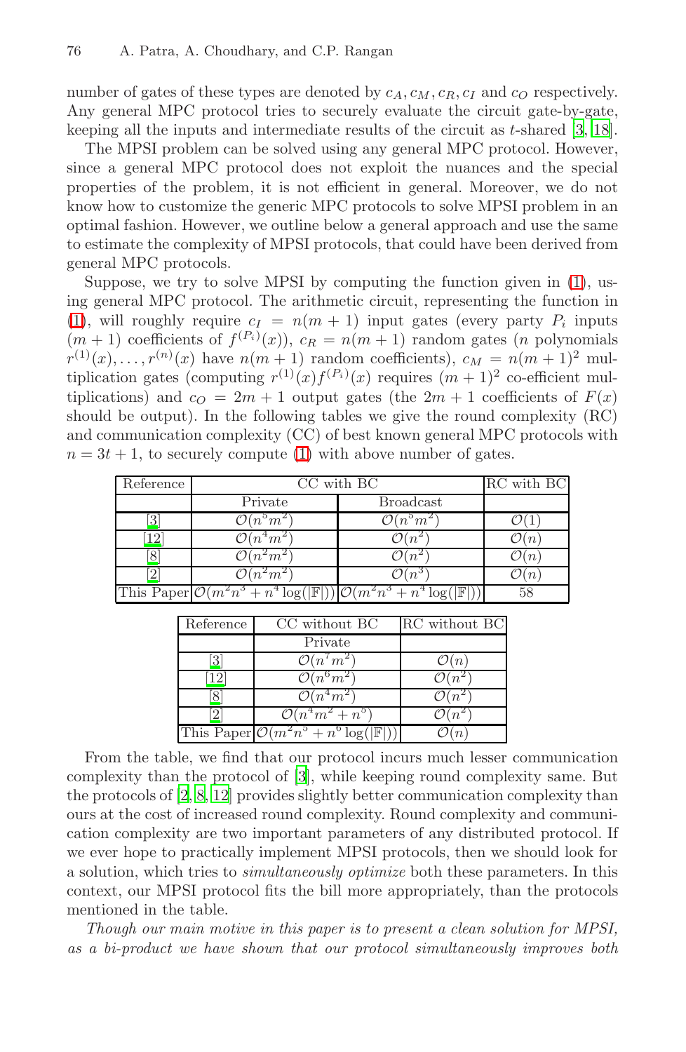number of gates of these types are denoted by $c_A, c_M, c_R, c_I$ and $c_O$ respectively. Any general MPC protocol tries to securely evaluate the circuit gate-by-gate, keeping all the inputs and intermediate results of the circuit as $t$-shared [3, 18].

The MPSI problem can be solved using any general MPC protocol. However, since a general MPC protocol does not exploit the nuances and the special properties of the problem, it is not efficient in general. Moreover, we do not know how to customize the generic MPC protocols to solve MPSI problem in an optimal fashion. However, we outline below a general approach and use the same to estimate the complexity of MPSI protocols, that could have been derived from general MPC protocols.

Suppose, we try to solve MPSI by computing the function given in (1), using general MPC protocol. The arithmetic circuit, representing the function in (1), will roughly require $c_I = n(m+1)$ input gates (every party $P_i$ inputs $(m+1)$ coefficients of $f^{(P_i)}(x)$), $c_R = n(m+1)$ random gates ($n$ polynomials $r^{(1)}(x), \ldots, r^{(n)}(x)$ have $n(m+1)$ random coefficients), $c_M = n(m+1)^2$ multiplication gates (computing $r^{(1)}(x)f^{(P_i)}(x)$ requires $(m+1)^2$ co-efficient multiplications) and $c_O = 2m+1$ output gates (the $2m+1$ coefficients of $F(x)$ should be output). In the following tables we give the round complexity (RC) and communication complexity (CC) of best known general MPC protocols with $n = 3t+1$, to securely compute (1) with above number of gates.

| Reference | CC with BC | | RC with BC |
|---|---|---|---|
| | Private | Broadcast | |
| [3] | $\mathcal{O}(n^5m^2)$ | $\mathcal{O}(n^5m^2)$ | $\mathcal{O}(1)$ |
| [12] | $\mathcal{O}(n^4m^2)$ | $\mathcal{O}(n^2)$ | $\mathcal{O}(n)$ |
| [8] | $\mathcal{O}(n^2m^2)$ | $\mathcal{O}(n^2)$ | $\mathcal{O}(n)$ |
| [2] | $\mathcal{O}(n^2m^2)$ | $\mathcal{O}(n^3)$ | $\mathcal{O}(n)$ |
| This Paper | $\mathcal{O}(m^2n^3 + n^4\log(\lvert\mathbb{F}\rvert))$ | $\mathcal{O}(m^2n^3 + n^4\log(\lvert\mathbb{F}\rvert))$ | 58 |

| Reference | CC without BC | RC without BC |
|---|---|---|
| | Private | |
| [3] | $\mathcal{O}(n^7m^2)$ | $\mathcal{O}(n)$ |
| [12] | $\mathcal{O}(n^6m^2)$ | $\mathcal{O}(n^2)$ |
| [8] | $\mathcal{O}(n^4m^2)$ | $\mathcal{O}(n^2)$ |
| [2] | $\mathcal{O}(n^4m^2 + n^5)$ | $\mathcal{O}(n^2)$ |
| This Paper | $\mathcal{O}(m^2n^5 + n^6\log(\lvert\mathbb{F}\rvert))$ | $\mathcal{O}(n)$ |

From the table, we find that our protocol incurs much lesser communication complexity than the protocol of [3], while keeping round complexity same. But the protocols of [2, 8, 12] provides slightly better communication complexity than ours at the cost of increased round complexity. Round complexity and communication complexity are two important parameters of any distributed protocol. If we ever hope to practically implement MPSI protocols, then we should look for a solution, which tries to *simultaneously optimize* both these parameters. In this context, our MPSI protocol fits the bill more appropriately, than the protocols mentioned in the table.

*Though our main motive in this paper is to present a clean solution for MPSI, as a bi-product we have shown that our protocol simultaneously improves both*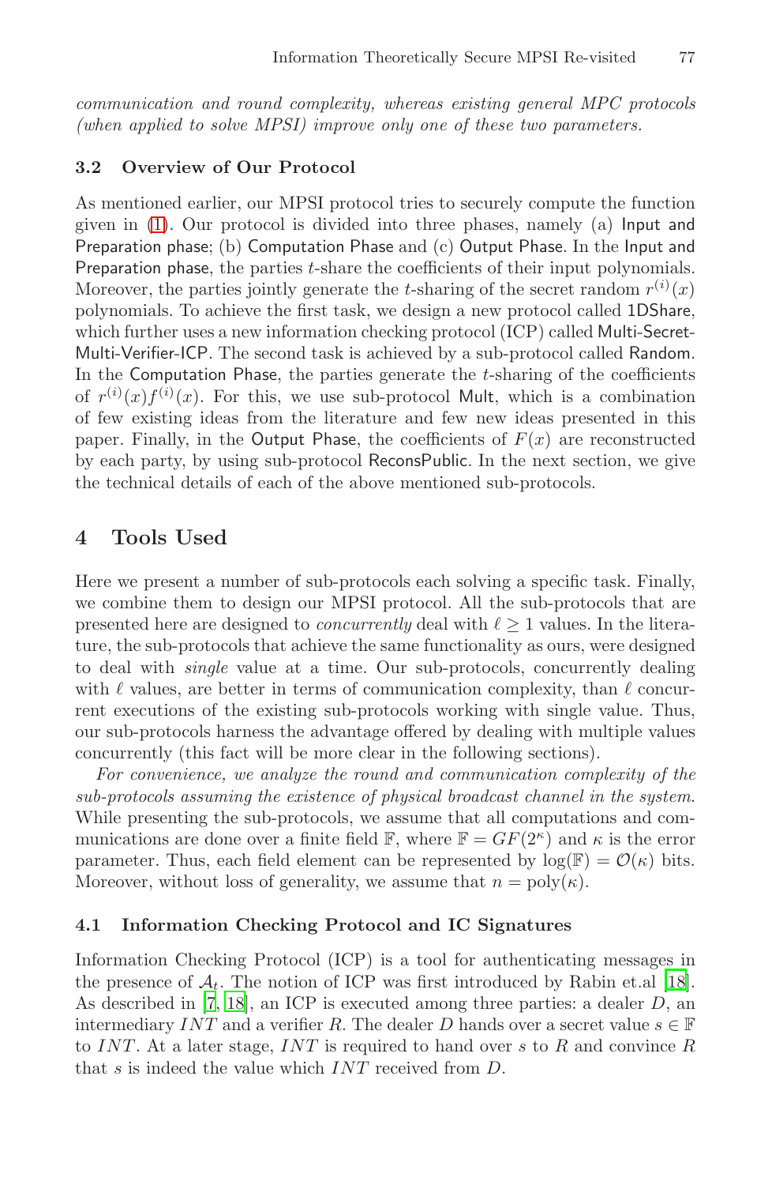*communication and round complexity, whereas existing general MPC protocols (when applied to solve MPSI) improve only one of these two parameters.*

### 3.2 Overview of Our Protocol

As mentioned earlier, our MPSI protocol tries to securely compute the function given in (1). Our protocol is divided into three phases, namely (a) Input and Preparation phase; (b) Computation Phase and (c) Output Phase. In the Input and Preparation phase, the parties $t$-share the coefficients of their input polynomials. Moreover, the parties jointly generate the $t$-sharing of the secret random $r^{(i)}(x)$ polynomials. To achieve the first task, we design a new protocol called 1DShare, which further uses a new information checking protocol (ICP) called Multi-Secret-Multi-Verifier-ICP. The second task is achieved by a sub-protocol called Random. In the Computation Phase, the parties generate the $t$-sharing of the coefficients of $r^{(i)}(x)f^{(i)}(x)$. For this, we use sub-protocol Mult, which is a combination of few existing ideas from the literature and few new ideas presented in this paper. Finally, in the Output Phase, the coefficients of $F(x)$ are reconstructed by each party, by using sub-protocol ReconsPublic. In the next section, we give the technical details of each of the above mentioned sub-protocols.

## 4 Tools Used

Here we present a number of sub-protocols each solving a specific task. Finally, we combine them to design our MPSI protocol. All the sub-protocols that are presented here are designed to *concurrently* deal with $\ell \geq 1$ values. In the literature, the sub-protocols that achieve the same functionality as ours, were designed to deal with *single* value at a time. Our sub-protocols, concurrently dealing with $\ell$ values, are better in terms of communication complexity, than $\ell$ concurrent executions of the existing sub-protocols working with single value. Thus, our sub-protocols harness the advantage offered by dealing with multiple values concurrently (this fact will be more clear in the following sections).

*For convenience, we analyze the round and communication complexity of the sub-protocols assuming the existence of physical broadcast channel in the system.* While presenting the sub-protocols, we assume that all computations and communications are done over a finite field $\mathbb{F}$, where $\mathbb{F} = GF(2^\kappa)$ and $\kappa$ is the error parameter. Thus, each field element can be represented by $\log(\mathbb{F}) = \mathcal{O}(\kappa)$ bits. Moreover, without loss of generality, we assume that $n = \text{poly}(\kappa)$.

### 4.1 Information Checking Protocol and IC Signatures

Information Checking Protocol (ICP) is a tool for authenticating messages in the presence of $\mathcal{A}_t$. The notion of ICP was first introduced by Rabin et.al [18]. As described in [7, 18], an ICP is executed among three parties: a dealer $D$, an intermediary $INT$ and a verifier $R$. The dealer $D$ hands over a secret value $s \in \mathbb{F}$ to $INT$. At a later stage, $INT$ is required to hand over $s$ to $R$ and convince $R$ that $s$ is indeed the value which $INT$ received from $D$.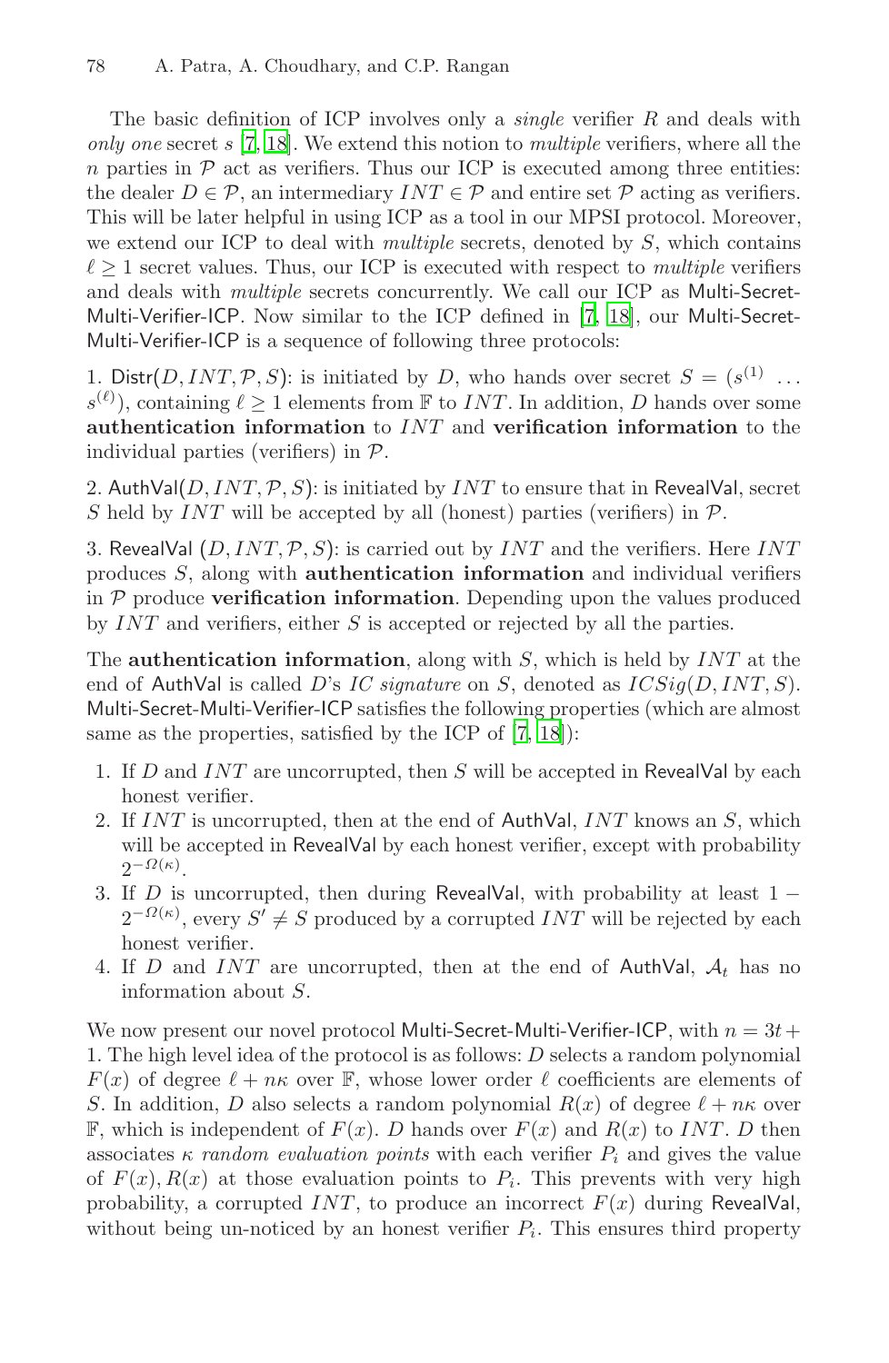The basic definition of ICP involves only a *single* verifier $R$ and deals with *only one* secret $s$ [7, 18]. We extend this notion to *multiple* verifiers, where all the $n$ parties in $\mathcal{P}$ act as verifiers. Thus our ICP is executed among three entities: the dealer $D \in \mathcal{P}$, an intermediary $INT \in \mathcal{P}$ and entire set $\mathcal{P}$ acting as verifiers. This will be later helpful in using ICP as a tool in our MPSI protocol. Moreover, we extend our ICP to deal with *multiple* secrets, denoted by $S$, which contains $\ell \geq 1$ secret values. Thus, our ICP is executed with respect to *multiple* verifiers and deals with *multiple* secrets concurrently. We call our ICP as Multi-Secret-Multi-Verifier-ICP. Now similar to the ICP defined in [7, 18], our Multi-Secret-Multi-Verifier-ICP is a sequence of following three protocols:

1. $\mathsf{Distr}(D, INT, \mathcal{P}, S)$: is initiated by $D$, who hands over secret $S = (s^{(1)} \ldots s^{(\ell)})$, containing $\ell \geq 1$ elements from $\mathbb{F}$ to $INT$. In addition, $D$ hands over some **authentication information** to $INT$ and **verification information** to the individual parties (verifiers) in $\mathcal{P}$.

2. $\mathsf{AuthVal}(D, INT, \mathcal{P}, S)$: is initiated by $INT$ to ensure that in RevealVal, secret $S$ held by $INT$ will be accepted by all (honest) parties (verifiers) in $\mathcal{P}$.

3. $\mathsf{RevealVal}$ $(D, INT, \mathcal{P}, S)$: is carried out by $INT$ and the verifiers. Here $INT$ produces $S$, along with **authentication information** and individual verifiers in $\mathcal{P}$ produce **verification information**. Depending upon the values produced by $INT$ and verifiers, either $S$ is accepted or rejected by all the parties.

The **authentication information**, along with $S$, which is held by $INT$ at the end of AuthVal is called $D$'s *IC signature* on $S$, denoted as $ICSig(D, INT, S)$. Multi-Secret-Multi-Verifier-ICP satisfies the following properties (which are almost same as the properties, satisfied by the ICP of [7, 18]):

1. If $D$ and $INT$ are uncorrupted, then $S$ will be accepted in RevealVal by each honest verifier.
2. If $INT$ is uncorrupted, then at the end of AuthVal, $INT$ knows an $S$, which will be accepted in RevealVal by each honest verifier, except with probability $2^{-\Omega(\kappa)}$.
3. If $D$ is uncorrupted, then during RevealVal, with probability at least $1 - 2^{-\Omega(\kappa)}$, every $S' \neq S$ produced by a corrupted $INT$ will be rejected by each honest verifier.
4. If $D$ and $INT$ are uncorrupted, then at the end of AuthVal, $\mathcal{A}_t$ has no information about $S$.

We now present our novel protocol Multi-Secret-Multi-Verifier-ICP, with $n = 3t + 1$. The high level idea of the protocol is as follows: $D$ selects a random polynomial $F(x)$ of degree $\ell + n\kappa$ over $\mathbb{F}$, whose lower order $\ell$ coefficients are elements of $S$. In addition, $D$ also selects a random polynomial $R(x)$ of degree $\ell + n\kappa$ over $\mathbb{F}$, which is independent of $F(x)$. $D$ hands over $F(x)$ and $R(x)$ to $INT$. $D$ then associates $\kappa$ *random evaluation points* with each verifier $P_i$ and gives the value of $F(x), R(x)$ at those evaluation points to $P_i$. This prevents with very high probability, a corrupted $INT$, to produce an incorrect $F(x)$ during RevealVal, without being un-noticed by an honest verifier $P_i$. This ensures third property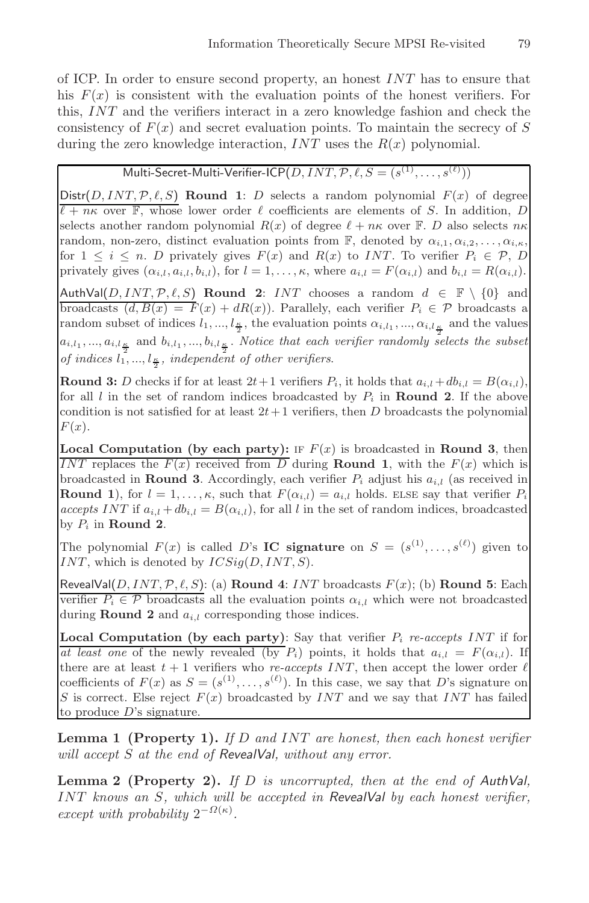of ICP. In order to ensure second property, an honest $INT$ has to ensure that his $F(x)$ is consistent with the evaluation points of the honest verifiers. For this, $INT$ and the verifiers interact in a zero knowledge fashion and check the consistency of $F(x)$ and secret evaluation points. To maintain the secrecy of $S$ during the zero knowledge interaction, $INT$ uses the $R(x)$ polynomial.

---

**Multi-Secret-Multi-Verifier-ICP$(D, INT, \mathcal{P}, \ell, S = (s^{(1)}, \ldots, s^{(\ell)}))$**

Distr$(D, INT, \mathcal{P}, \ell, S)$ **Round 1**: $D$ selects a random polynomial $F(x)$ of degree $\ell + n\kappa$ over $\mathbb{F}$, whose lower order $\ell$ coefficients are elements of $S$. In addition, $D$ selects another random polynomial $R(x)$ of degree $\ell + n\kappa$ over $\mathbb{F}$. $D$ also selects $n\kappa$ random, non-zero, distinct evaluation points from $\mathbb{F}$, denoted by $\alpha_{i,1}, \alpha_{i,2}, \ldots, \alpha_{i,\kappa}$, for $1 \leq i \leq n$. $D$ privately gives $F(x)$ and $R(x)$ to $INT$. To verifier $P_i \in \mathcal{P}$, $D$ privately gives $(\alpha_{i,l}, a_{i,l}, b_{i,l})$, for $l = 1, \ldots, \kappa$, where $a_{i,l} = F(\alpha_{i,l})$ and $b_{i,l} = R(\alpha_{i,l})$.

AuthVal$(D, INT, \mathcal{P}, \ell, S)$ **Round 2**: $INT$ chooses a random $d \in \mathbb{F} \setminus \{0\}$ and broadcasts $(d, B(x) = F(x) + dR(x))$. Parallelly, each verifier $P_i \in \mathcal{P}$ broadcasts a random subset of indices $l_1, ..., l_{\frac{\kappa}{2}}$, the evaluation points $\alpha_{i,l_1}, ..., \alpha_{i,l_{\frac{\kappa}{2}}}$ and the values $a_{i,l_1}, ..., a_{i,l_{\frac{\kappa}{2}}}$ and $b_{i,l_1}, ..., b_{i,l_{\frac{\kappa}{2}}}$. *Notice that each verifier randomly selects the subset of indices $l_1, ..., l_{\frac{\kappa}{2}}$, independent of other verifiers.*

**Round 3:** $D$ checks if for at least $2t+1$ verifiers $P_i$, it holds that $a_{i,l} + db_{i,l} = B(\alpha_{i,l})$, for all $l$ in the set of random indices broadcasted by $P_i$ in **Round 2**. If the above condition is not satisfied for at least $2t+1$ verifiers, then $D$ broadcasts the polynomial $F(x)$.

**Local Computation (by each party):** IF $F(x)$ is broadcasted in **Round 3**, then $INT$ replaces the $F(x)$ received from $D$ during **Round 1**, with the $F(x)$ which is broadcasted in **Round 3**. Accordingly, each verifier $P_i$ adjust his $a_{i,l}$ (as received in **Round 1**), for $l = 1, \ldots, \kappa$, such that $F(\alpha_{i,l}) = a_{i,l}$ holds. ELSE say that verifier $P_i$ *accepts* $INT$ if $a_{i,l} + db_{i,l} = B(\alpha_{i,l})$, for all $l$ in the set of random indices, broadcasted by $P_i$ in **Round 2**.

The polynomial $F(x)$ is called $D$'s **IC signature** on $S = (s^{(1)}, \ldots, s^{(\ell)})$ given to $INT$, which is denoted by $ICSig(D, INT, S)$.

RevealVal$(D, INT, \mathcal{P}, \ell, S)$: (a) **Round 4**: $INT$ broadcasts $F(x)$; (b) **Round 5**: Each verifier $P_i \in \mathcal{P}$ broadcasts all the evaluation points $\alpha_{i,l}$ which were not broadcasted during **Round 2** and $a_{i,l}$ corresponding those indices.

**Local Computation (by each party)**: Say that verifier $P_i$ *re-accepts* $INT$ if for *at least one* of the newly revealed (by $P_i$) points, it holds that $a_{i,l} = F(\alpha_{i,l})$. If there are at least $t+1$ verifiers who *re-accepts* $INT$, then accept the lower order $\ell$ coefficients of $F(x)$ as $S = (s^{(1)}, \ldots, s^{(\ell)})$. In this case, we say that $D$'s signature on $S$ is correct. Else reject $F(x)$ broadcasted by $INT$ and we say that $INT$ has failed to produce $D$'s signature.

---

**Lemma 1 (Property 1).** *If $D$ and $INT$ are honest, then each honest verifier will accept $S$ at the end of RevealVal, without any error.*

**Lemma 2 (Property 2).** *If $D$ is uncorrupted, then at the end of AuthVal, $INT$ knows an $S$, which will be accepted in RevealVal by each honest verifier, except with probability $2^{-\Omega(\kappa)}$.*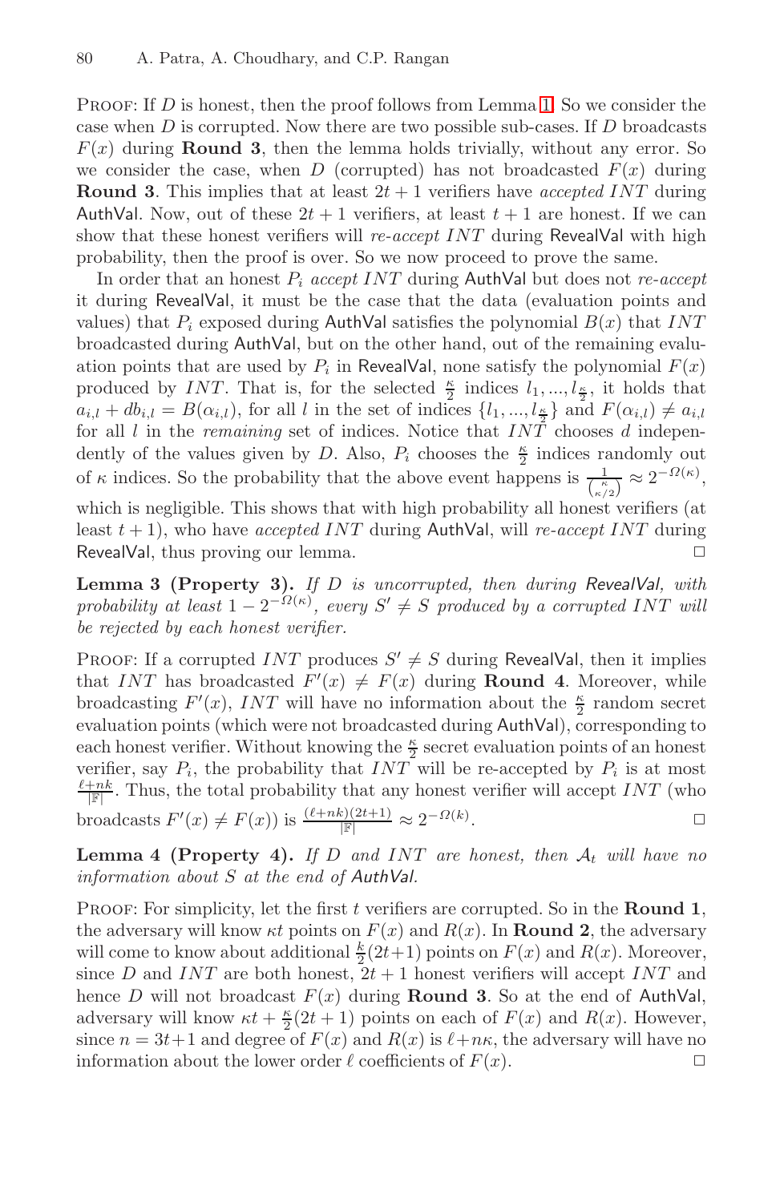PROOF: If $D$ is honest, then the proof follows from Lemma 1. So we consider the case when $D$ is corrupted. Now there are two possible sub-cases. If $D$ broadcasts $F(x)$ during **Round 3**, then the lemma holds trivially, without any error. So we consider the case, when $D$ (corrupted) has not broadcasted $F(x)$ during **Round 3**. This implies that at least $2t+1$ verifiers have *accepted* $INT$ during AuthVal. Now, out of these $2t+1$ verifiers, at least $t+1$ are honest. If we can show that these honest verifiers will *re-accept* $INT$ during RevealVal with high probability, then the proof is over. So we now proceed to prove the same.

In order that an honest $P_i$ *accept* $INT$ during AuthVal but does not *re-accept* it during RevealVal, it must be the case that the data (evaluation points and values) that $P_i$ exposed during AuthVal satisfies the polynomial $B(x)$ that $INT$ broadcasted during AuthVal, but on the other hand, out of the remaining evaluation points that are used by $P_i$ in RevealVal, none satisfy the polynomial $F(x)$ produced by $INT$. That is, for the selected $\frac{\kappa}{2}$ indices $l_1, ..., l_{\frac{\kappa}{2}}$, it holds that $a_{i,l} + db_{i,l} = B(\alpha_{i,l})$, for all $l$ in the set of indices $\{l_1, ..., l_{\frac{\kappa}{2}}\}$ and $F(\alpha_{i,l}) \neq a_{i,l}$ for all $l$ in the *remaining* set of indices. Notice that $INT$ chooses $d$ independently of the values given by $D$. Also, $P_i$ chooses the $\frac{\kappa}{2}$ indices randomly out of $\kappa$ indices. So the probability that the above event happens is $\frac{1}{\binom{\kappa}{\kappa/2}} \approx 2^{-\Omega(\kappa)}$, which is negligible. This shows that with high probability all honest verifiers (at least $t+1$), who have *accepted* $INT$ during AuthVal, will *re-accept* $INT$ during RevealVal, thus proving our lemma. □

**Lemma 3 (Property 3).** *If $D$ is uncorrupted, then during RevealVal, with probability at least $1 - 2^{-\Omega(\kappa)}$, every $S' \neq S$ produced by a corrupted $INT$ will be rejected by each honest verifier.*

PROOF: If a corrupted $INT$ produces $S' \neq S$ during RevealVal, then it implies that $INT$ has broadcasted $F'(x) \neq F(x)$ during **Round 4**. Moreover, while broadcasting $F'(x)$, $INT$ will have no information about the $\frac{\kappa}{2}$ random secret evaluation points (which were not broadcasted during AuthVal), corresponding to each honest verifier. Without knowing the $\frac{\kappa}{2}$ secret evaluation points of an honest verifier, say $P_i$, the probability that $INT$ will be re-accepted by $P_i$ is at most $\frac{\ell+nk}{|\mathbb{F}|}$. Thus, the total probability that any honest verifier will accept $INT$ (who broadcasts $F'(x) \neq F(x)$) is $\frac{(\ell+nk)(2t+1)}{|\mathbb{F}|} \approx 2^{-\Omega(k)}$. □

**Lemma 4 (Property 4).** *If $D$ and $INT$ are honest, then $\mathcal{A}_t$ will have no information about $S$ at the end of AuthVal.*

PROOF: For simplicity, let the first $t$ verifiers are corrupted. So in the **Round 1**, the adversary will know $\kappa t$ points on $F(x)$ and $R(x)$. In **Round 2**, the adversary will come to know about additional $\frac{k}{2}(2t+1)$ points on $F(x)$ and $R(x)$. Moreover, since $D$ and $INT$ are both honest, $2t+1$ honest verifiers will accept $INT$ and hence $D$ will not broadcast $F(x)$ during **Round 3**. So at the end of AuthVal, adversary will know $\kappa t + \frac{\kappa}{2}(2t+1)$ points on each of $F(x)$ and $R(x)$. However, since $n = 3t+1$ and degree of $F(x)$ and $R(x)$ is $\ell + n\kappa$, the adversary will have no information about the lower order $\ell$ coefficients of $F(x)$. □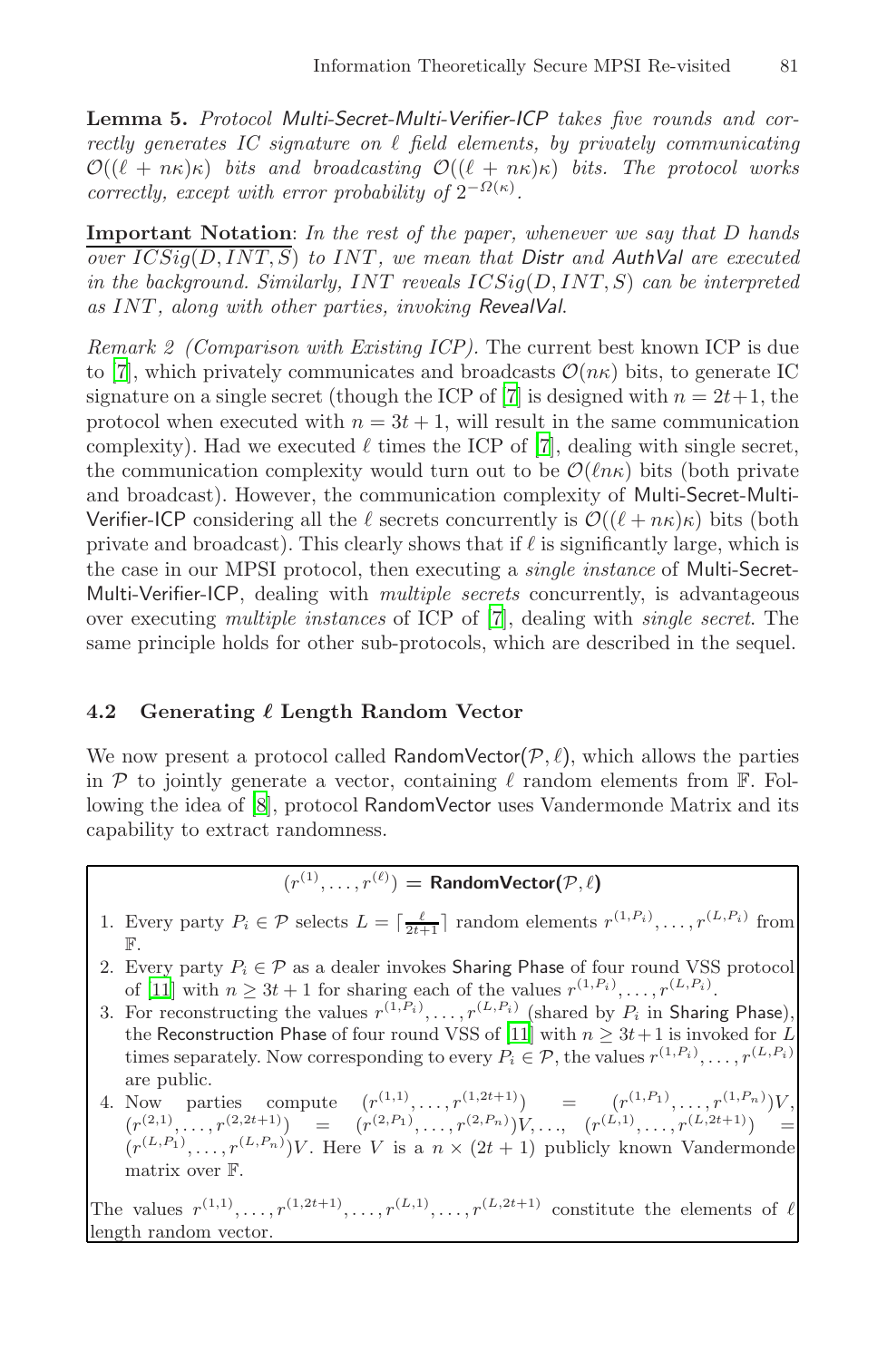**Lemma 5.** *Protocol* Multi-Secret-Multi-Verifier-ICP *takes five rounds and correctly generates IC signature on $\ell$ field elements, by privately communicating $\mathcal{O}((\ell + n\kappa)\kappa)$ bits and broadcasting $\mathcal{O}((\ell + n\kappa)\kappa)$ bits. The protocol works correctly, except with error probability of $2^{-\Omega(\kappa)}$.*

**Important Notation**: *In the rest of the paper, whenever we say that $D$ hands over $ICSig(D, INT, S)$ to $INT$, we mean that* Distr *and* AuthVal *are executed in the background. Similarly, $INT$ reveals $ICSig(D, INT, S)$ can be interpreted as $INT$, along with other parties, invoking* RevealVal.

*Remark 2 (Comparison with Existing ICP).* The current best known ICP is due to [7], which privately communicates and broadcasts $\mathcal{O}(n\kappa)$ bits, to generate IC signature on a single secret (though the ICP of [7] is designed with $n = 2t+1$, the protocol when executed with $n = 3t + 1$, will result in the same communication complexity). Had we executed $\ell$ times the ICP of [7], dealing with single secret, the communication complexity would turn out to be $\mathcal{O}(\ell n\kappa)$ bits (both private and broadcast). However, the communication complexity of Multi-Secret-Multi-Verifier-ICP considering all the $\ell$ secrets concurrently is $\mathcal{O}((\ell + n\kappa)\kappa)$ bits (both private and broadcast). This clearly shows that if $\ell$ is significantly large, which is the case in our MPSI protocol, then executing a *single instance* of Multi-Secret-Multi-Verifier-ICP, dealing with *multiple secrets* concurrently, is advantageous over executing *multiple instances* of ICP of [7], dealing with *single secret*. The same principle holds for other sub-protocols, which are described in the sequel.

### 4.2 Generating $\ell$ Length Random Vector

We now present a protocol called RandomVector($\mathcal{P}, \ell$), which allows the parties in $\mathcal{P}$ to jointly generate a vector, containing $\ell$ random elements from $\mathbb{F}$. Following the idea of [8], protocol RandomVector uses Vandermonde Matrix and its capability to extract randomness.

---

$(r^{(1)}, \ldots, r^{(\ell)})$ = **RandomVector($\mathcal{P}, \ell$)**

1. Every party $P_i \in \mathcal{P}$ selects $L = \lceil \frac{\ell}{2t+1} \rceil$ random elements $r^{(1,P_i)}, \ldots, r^{(L,P_i)}$ from $\mathbb{F}$.
2. Every party $P_i \in \mathcal{P}$ as a dealer invokes Sharing Phase of four round VSS protocol of [11] with $n \geq 3t + 1$ for sharing each of the values $r^{(1,P_i)}, \ldots, r^{(L,P_i)}$.
3. For reconstructing the values $r^{(1,P_i)}, \ldots, r^{(L,P_i)}$ (shared by $P_i$ in Sharing Phase), the Reconstruction Phase of four round VSS of [11] with $n \geq 3t+1$ is invoked for $L$ times separately. Now corresponding to every $P_i \in \mathcal{P}$, the values $r^{(1,P_i)}, \ldots, r^{(L,P_i)}$ are public.
4. Now parties compute $(r^{(1,1)}, \ldots, r^{(1,2t+1)}) = (r^{(1,P_1)}, \ldots, r^{(1,P_n)})V$, $(r^{(2,1)}, \ldots, r^{(2,2t+1)}) = (r^{(2,P_1)}, \ldots, r^{(2,P_n)})V, \ldots,$ $(r^{(L,1)}, \ldots, r^{(L,2t+1)}) = (r^{(L,P_1)}, \ldots, r^{(L,P_n)})V$. Here $V$ is a $n \times (2t + 1)$ publicly known Vandermonde matrix over $\mathbb{F}$.

The values $r^{(1,1)}, \ldots, r^{(1,2t+1)}, \ldots, r^{(L,1)}, \ldots, r^{(L,2t+1)}$ constitute the elements of $\ell$ length random vector.

---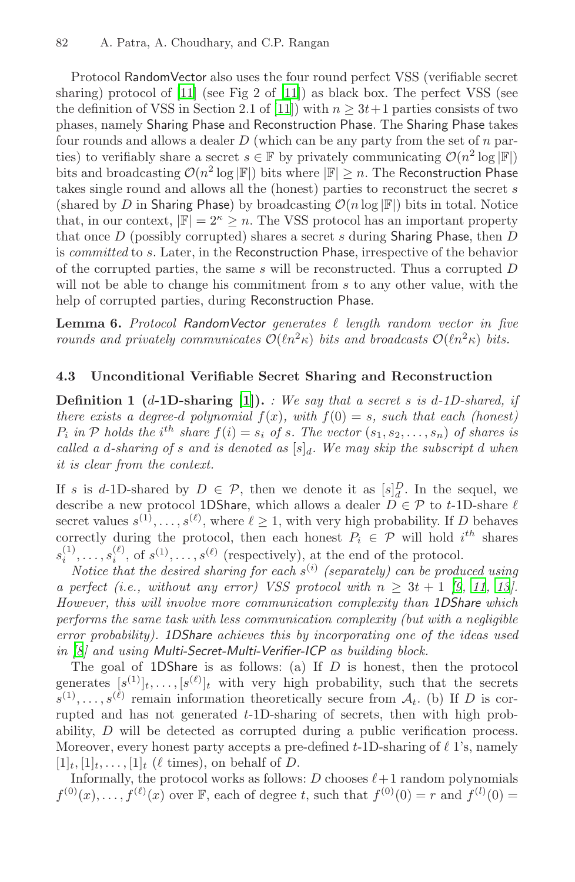Protocol RandomVector also uses the four round perfect VSS (verifiable secret sharing) protocol of [11] (see Fig 2 of [11]) as black box. The perfect VSS (see the definition of VSS in Section 2.1 of [11]) with $n \geq 3t+1$ parties consists of two phases, namely Sharing Phase and Reconstruction Phase. The Sharing Phase takes four rounds and allows a dealer $D$ (which can be any party from the set of $n$ parties) to verifiably share a secret $s \in \mathbb{F}$ by privately communicating $\mathcal{O}(n^2 \log |\mathbb{F}|)$ bits and broadcasting $\mathcal{O}(n^2 \log |\mathbb{F}|)$ bits where $|\mathbb{F}| \geq n$. The Reconstruction Phase takes single round and allows all the (honest) parties to reconstruct the secret $s$ (shared by $D$ in Sharing Phase) by broadcasting $\mathcal{O}(n \log |\mathbb{F}|)$ bits in total. Notice that, in our context, $|\mathbb{F}| = 2^\kappa \geq n$. The VSS protocol has an important property that once $D$ (possibly corrupted) shares a secret $s$ during Sharing Phase, then $D$ is *committed* to $s$. Later, in the Reconstruction Phase, irrespective of the behavior of the corrupted parties, the same $s$ will be reconstructed. Thus a corrupted $D$ will not be able to change his commitment from $s$ to any other value, with the help of corrupted parties, during Reconstruction Phase.

**Lemma 6.** *Protocol RandomVector generates $\ell$ length random vector in five rounds and privately communicates $\mathcal{O}(\ell n^2 \kappa)$ bits and broadcasts $\mathcal{O}(\ell n^2 \kappa)$ bits.*

### 4.3 Unconditional Verifiable Secret Sharing and Reconstruction

**Definition 1 ($d$-1D-sharing [1]).** *: We say that a secret $s$ is $d$-1D-shared, if there exists a degree-$d$ polynomial $f(x)$, with $f(0) = s$, such that each (honest) $P_i$ in $\mathcal{P}$ holds the $i^{th}$ share $f(i) = s_i$ of $s$. The vector $(s_1, s_2, \ldots, s_n)$ of shares is called a $d$-sharing of $s$ and is denoted as $[s]_d$. We may skip the subscript $d$ when it is clear from the context.*

If $s$ is $d$-1D-shared by $D \in \mathcal{P}$, then we denote it as $[s]_d^D$. In the sequel, we describe a new protocol 1DShare, which allows a dealer $D \in \mathcal{P}$ to $t$-1D-share $\ell$ secret values $s^{(1)}, \ldots, s^{(\ell)}$, where $\ell \geq 1$, with very high probability. If $D$ behaves correctly during the protocol, then each honest $P_i \in \mathcal{P}$ will hold $i^{th}$ shares $s_i^{(1)}, \ldots, s_i^{(\ell)}$, of $s^{(1)}, \ldots, s^{(\ell)}$ (respectively), at the end of the protocol.

*Notice that the desired sharing for each $s^{(i)}$ (separately) can be produced using a perfect (i.e., without any error) VSS protocol with $n \geq 3t+1$ [9, 11, 13]. However, this will involve more communication complexity than 1DShare which performs the same task with less communication complexity (but with a negligible error probability). 1DShare achieves this by incorporating one of the ideas used in [8] and using Multi-Secret-Multi-Verifier-ICP as building block.*

The goal of 1DShare is as follows: (a) If $D$ is honest, then the protocol generates $[s^{(1)}]_t, \ldots, [s^{(\ell)}]_t$ with very high probability, such that the secrets $s^{(1)}, \ldots, s^{(\ell)}$ remain information theoretically secure from $\mathcal{A}_t$. (b) If $D$ is corrupted and has not generated $t$-1D-sharing of secrets, then with high probability, $D$ will be detected as corrupted during a public verification process. Moreover, every honest party accepts a pre-defined $t$-1D-sharing of $\ell$ 1's, namely $[1]_t, [1]_t, \ldots, [1]_t$ ($\ell$ times), on behalf of $D$.

Informally, the protocol works as follows: $D$ chooses $\ell+1$ random polynomials $f^{(0)}(x), \ldots, f^{(\ell)}(x)$ over $\mathbb{F}$, each of degree $t$, such that $f^{(0)}(0) = r$ and $f^{(l)}(0) =$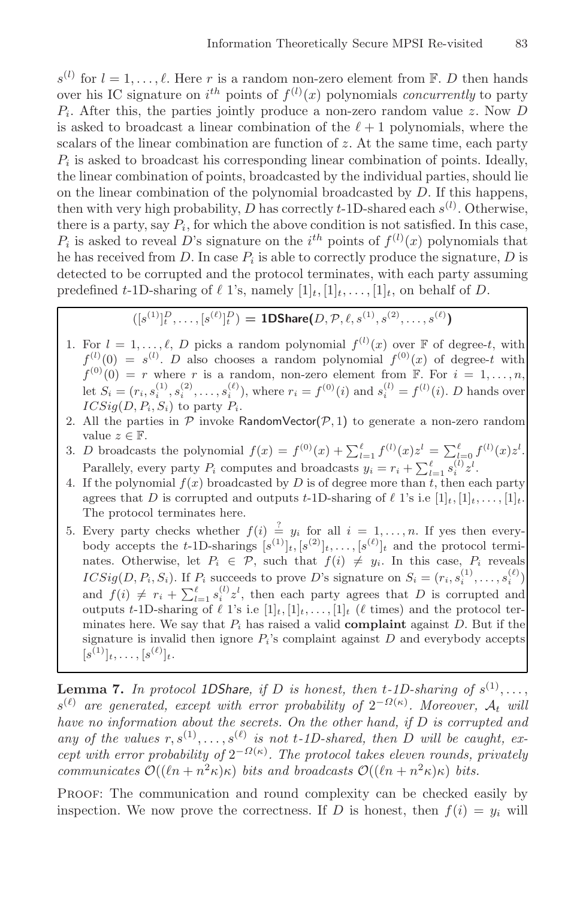$s^{(l)}$ for $l = 1, \ldots, \ell$. Here $r$ is a random non-zero element from $\mathbb{F}$. $D$ then hands over his IC signature on $i^{th}$ points of $f^{(l)}(x)$ polynomials *concurrently* to party $P_i$. After this, the parties jointly produce a non-zero random value $z$. Now $D$ is asked to broadcast a linear combination of the $\ell + 1$ polynomials, where the scalars of the linear combination are function of $z$. At the same time, each party $P_i$ is asked to broadcast his corresponding linear combination of points. Ideally, the linear combination of points, broadcasted by the individual parties, should lie on the linear combination of the polynomial broadcasted by $D$. If this happens, then with very high probability, $D$ has correctly $t$-1D-shared each $s^{(l)}$. Otherwise, there is a party, say $P_i$, for which the above condition is not satisfied. In this case, $P_i$ is asked to reveal $D$'s signature on the $i^{th}$ points of $f^{(l)}(x)$ polynomials that he has received from $D$. In case $P_i$ is able to correctly produce the signature, $D$ is detected to be corrupted and the protocol terminates, with each party assuming predefined $t$-1D-sharing of $\ell$ 1's, namely $[1]_t, [1]_t, \ldots, [1]_t$, on behalf of $D$.

$([s^{(1)}]_t^D, \ldots, [s^{(\ell)}]_t^D) =$ **1DShare(**$D, \mathcal{P}, \ell, s^{(1)}, s^{(2)}, \ldots, s^{(\ell)}$**)**

1. For $l = 1, \ldots, \ell$, $D$ picks a random polynomial $f^{(l)}(x)$ over $\mathbb{F}$ of degree-$t$, with $f^{(l)}(0) = s^{(l)}$. $D$ also chooses a random polynomial $f^{(0)}(x)$ of degree-$t$ with $f^{(0)}(0) = r$ where $r$ is a random, non-zero element from $\mathbb{F}$. For $i = 1, \ldots, n$, let $S_i = (r_i, s_i^{(1)}, s_i^{(2)}, \ldots, s_i^{(\ell)})$, where $r_i = f^{(0)}(i)$ and $s_i^{(l)} = f^{(l)}(i)$. $D$ hands over $ICSig(D, P_i, S_i)$ to party $P_i$.
2. All the parties in $\mathcal{P}$ invoke RandomVector($\mathcal{P}$, 1) to generate a non-zero random value $z \in \mathbb{F}$.
3. $D$ broadcasts the polynomial $f(x) = f^{(0)}(x) + \sum_{l=1}^{\ell} f^{(l)}(x) z^l = \sum_{l=0}^{\ell} f^{(l)}(x) z^l$. Parallely, every party $P_i$ computes and broadcasts $y_i = r_i + \sum_{l=1}^{\ell} s_i^{(l)} z^l$.
4. If the polynomial $f(x)$ broadcasted by $D$ is of degree more than $t$, then each party agrees that $D$ is corrupted and outputs $t$-1D-sharing of $\ell$ 1's i.e $[1]_t, [1]_t, \ldots, [1]_t$. The protocol terminates here.
5. Every party checks whether $f(i) \stackrel{?}{=} y_i$ for all $i = 1, \ldots, n$. If yes then everybody accepts the $t$-1D-sharings $[s^{(1)}]_t, [s^{(2)}]_t, \ldots, [s^{(\ell)}]_t$ and the protocol terminates. Otherwise, let $P_i \in \mathcal{P}$, such that $f(i) \neq y_i$. In this case, $P_i$ reveals $ICSig(D, P_i, S_i)$. If $P_i$ succeeds to prove $D$'s signature on $S_i = (r_i, s_i^{(1)}, \ldots, s_i^{(\ell)})$ and $f(i) \neq r_i + \sum_{l=1}^{\ell} s_i^{(l)} z^l$, then each party agrees that $D$ is corrupted and outputs $t$-1D-sharing of $\ell$ 1's i.e $[1]_t, [1]_t, \ldots, [1]_t$ ($\ell$ times) and the protocol terminates here. We say that $P_i$ has raised a valid **complaint** against $D$. But if the signature is invalid then ignore $P_i$'s complaint against $D$ and everybody accepts $[s^{(1)}]_t, \ldots, [s^{(\ell)}]_t$.

**Lemma 7.** *In protocol 1DShare, if $D$ is honest, then $t$-1D-sharing of $s^{(1)}, \ldots, s^{(\ell)}$ are generated, except with error probability of $2^{-\Omega(\kappa)}$. Moreover, $\mathcal{A}_t$ will have no information about the secrets. On the other hand, if $D$ is corrupted and any of the values $r, s^{(1)}, \ldots, s^{(\ell)}$ is not $t$-1D-shared, then $D$ will be caught, except with error probability of $2^{-\Omega(\kappa)}$. The protocol takes eleven rounds, privately communicates $\mathcal{O}((\ell n + n^2\kappa)\kappa)$ bits and broadcasts $\mathcal{O}((\ell n + n^2\kappa)\kappa)$ bits.*

Proof: The communication and round complexity can be checked easily by inspection. We now prove the correctness. If $D$ is honest, then $f(i) = y_i$ will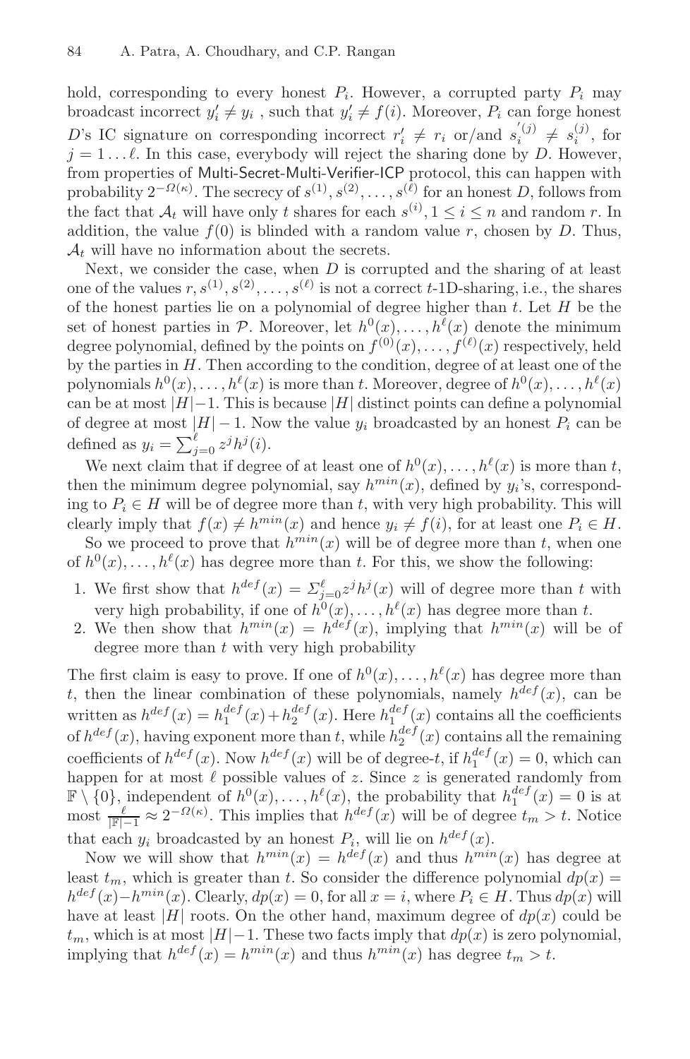hold, corresponding to every honest $P_i$. However, a corrupted party $P_i$ may broadcast incorrect $y'_i \neq y_i$ , such that $y'_i \neq f(i)$. Moreover, $P_i$ can forge honest $D$'s IC signature on corresponding incorrect $r'_i \neq r_i$ or/and $s_i^{'(j)} \neq s_i^{(j)}$, for $j = 1 \ldots \ell$. In this case, everybody will reject the sharing done by $D$. However, from properties of Multi-Secret-Multi-Verifier-ICP protocol, this can happen with probability $2^{-\Omega(\kappa)}$. The secrecy of $s^{(1)}, s^{(2)}, \ldots, s^{(\ell)}$ for an honest $D$, follows from the fact that $\mathcal{A}_t$ will have only $t$ shares for each $s^{(i)}, 1 \leq i \leq n$ and random $r$. In addition, the value $f(0)$ is blinded with a random value $r$, chosen by $D$. Thus, $\mathcal{A}_t$ will have no information about the secrets.

Next, we consider the case, when $D$ is corrupted and the sharing of at least one of the values $r, s^{(1)}, s^{(2)}, \ldots, s^{(\ell)}$ is not a correct $t$-1D-sharing, i.e., the shares of the honest parties lie on a polynomial of degree higher than $t$. Let $H$ be the set of honest parties in $\mathcal{P}$. Moreover, let $h^0(x), \ldots, h^\ell(x)$ denote the minimum degree polynomial, defined by the points on $f^{(0)}(x), \ldots, f^{(\ell)}(x)$ respectively, held by the parties in $H$. Then according to the condition, degree of at least one of the polynomials $h^0(x), \ldots, h^\ell(x)$ is more than $t$. Moreover, degree of $h^0(x), \ldots, h^\ell(x)$ can be at most $|H|-1$. This is because $|H|$ distinct points can define a polynomial of degree at most $|H| - 1$. Now the value $y_i$ broadcasted by an honest $P_i$ can be defined as $y_i = \sum_{j=0}^{\ell} z^j h^j(i)$.

We next claim that if degree of at least one of $h^0(x), \ldots, h^\ell(x)$ is more than $t$, then the minimum degree polynomial, say $h^{min}(x)$, defined by $y_i$'s, corresponding to $P_i \in H$ will be of degree more than $t$, with very high probability. This will clearly imply that $f(x) \neq h^{min}(x)$ and hence $y_i \neq f(i)$, for at least one $P_i \in H$.

So we proceed to prove that $h^{min}(x)$ will be of degree more than $t$, when one of $h^0(x), \ldots, h^\ell(x)$ has degree more than $t$. For this, we show the following:

1. We first show that $h^{def}(x) = \Sigma_{j=0}^{\ell} z^j h^j(x)$ will of degree more than $t$ with very high probability, if one of $h^0(x), \ldots, h^\ell(x)$ has degree more than $t$.
2. We then show that $h^{min}(x) = h^{def}(x)$, implying that $h^{min}(x)$ will be of degree more than $t$ with very high probability

The first claim is easy to prove. If one of $h^0(x), \ldots, h^\ell(x)$ has degree more than $t$, then the linear combination of these polynomials, namely $h^{def}(x)$, can be written as $h^{def}(x) = h_1^{def}(x) + h_2^{def}(x)$. Here $h_1^{def}(x)$ contains all the coefficients of $h^{def}(x)$, having exponent more than $t$, while $h_2^{def}(x)$ contains all the remaining coefficients of $h^{def}(x)$. Now $h^{def}(x)$ will be of degree-$t$, if $h_1^{def}(x) = 0$, which can happen for at most $\ell$ possible values of $z$. Since $z$ is generated randomly from $\mathbb{F} \setminus \{0\}$, independent of $h^0(x), \ldots, h^\ell(x)$, the probability that $h_1^{def}(x) = 0$ is at most $\frac{\ell}{|\mathbb{F}|-1} \approx 2^{-\Omega(\kappa)}$. This implies that $h^{def}(x)$ will be of degree $t_m > t$. Notice that each $y_i$ broadcasted by an honest $P_i$, will lie on $h^{def}(x)$.

Now we will show that $h^{min}(x) = h^{def}(x)$ and thus $h^{min}(x)$ has degree at least $t_m$, which is greater than $t$. So consider the difference polynomial $dp(x) = h^{def}(x) - h^{min}(x)$. Clearly, $dp(x) = 0$, for all $x = i$, where $P_i \in H$. Thus $dp(x)$ will have at least $|H|$ roots. On the other hand, maximum degree of $dp(x)$ could be $t_m$, which is at most $|H|-1$. These two facts imply that $dp(x)$ is zero polynomial, implying that $h^{def}(x) = h^{min}(x)$ and thus $h^{min}(x)$ has degree $t_m > t$.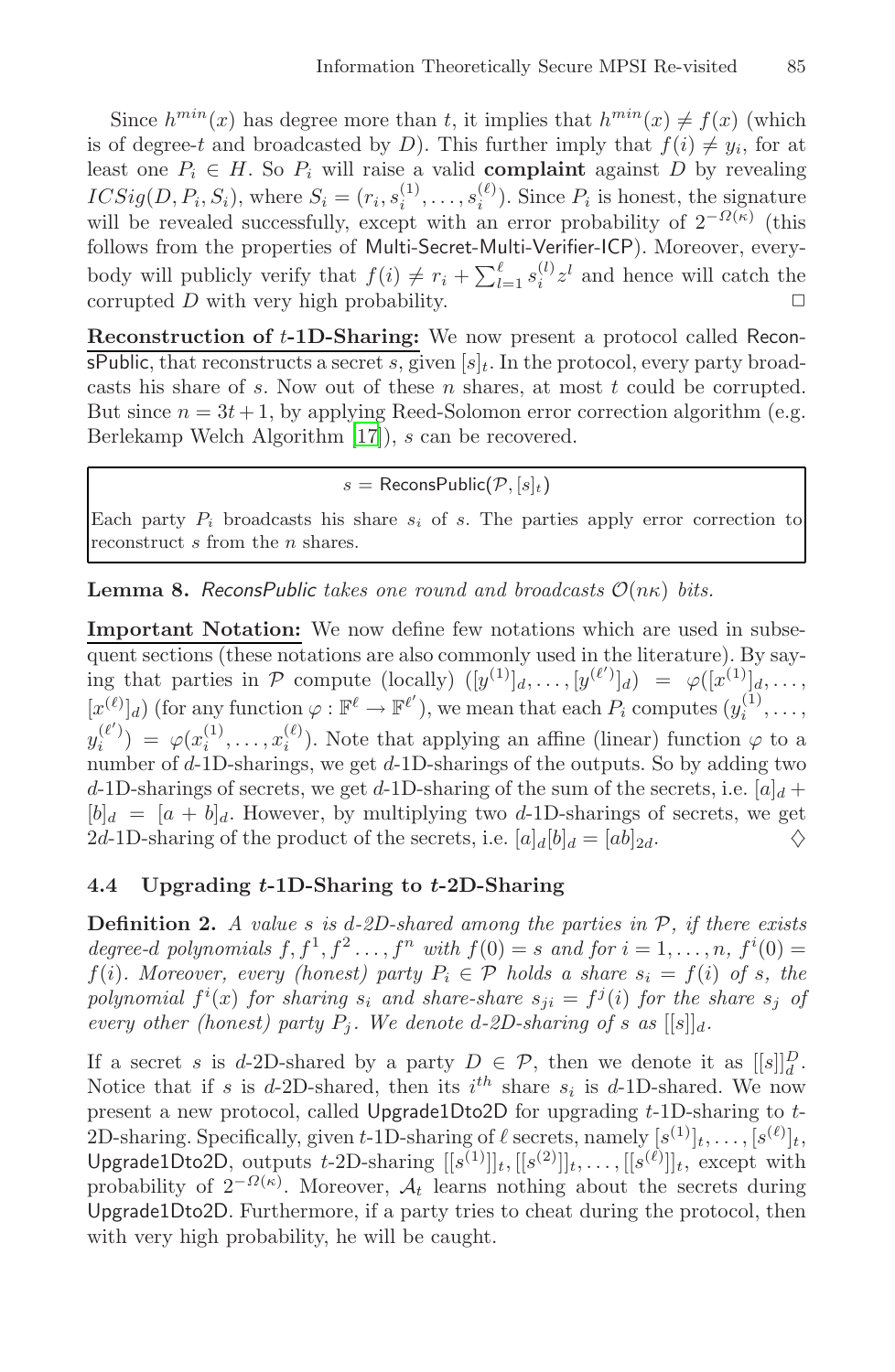Since $h^{min}(x)$ has degree more than $t$, it implies that $h^{min}(x) \neq f(x)$ (which is of degree-$t$ and broadcasted by $D$). This further imply that $f(i) \neq y_i$, for at least one $P_i \in H$. So $P_i$ will raise a valid **complaint** against $D$ by revealing $ICSig(D, P_i, S_i)$, where $S_i = (r_i, s_i^{(1)}, \ldots, s_i^{(\ell)})$. Since $P_i$ is honest, the signature will be revealed successfully, except with an error probability of $2^{-\Omega(\kappa)}$ (this follows from the properties of Multi-Secret-Multi-Verifier-ICP). Moreover, everybody will publicly verify that $f(i) \neq r_i + \sum_{l=1}^{\ell} s_i^{(l)} z^l$ and hence will catch the corrupted $D$ with very high probability. □

**Reconstruction of $t$-1D-Sharing:** We now present a protocol called ReconsPublic, that reconstructs a secret $s$, given $[s]_t$. In the protocol, every party broadcasts his share of $s$. Now out of these $n$ shares, at most $t$ could be corrupted. But since $n = 3t + 1$, by applying Reed-Solomon error correction algorithm (e.g. Berlekamp Welch Algorithm [17]), $s$ can be recovered.

> $s = \mathsf{ReconsPublic}(\mathcal{P}, [s]_t)$
>
> Each party $P_i$ broadcasts his share $s_i$ of $s$. The parties apply error correction to reconstruct $s$ from the $n$ shares.

**Lemma 8.** *ReconsPublic takes one round and broadcasts $\mathcal{O}(n\kappa)$ bits.*

**Important Notation:** We now define few notations which are used in subsequent sections (these notations are also commonly used in the literature). By saying that parties in $\mathcal{P}$ compute (locally) $([y^{(1)}]_d, \ldots, [y^{(\ell')}]_d) = \varphi([x^{(1)}]_d, \ldots, [x^{(\ell)}]_d)$ (for any function $\varphi : \mathbb{F}^{\ell} \rightarrow \mathbb{F}^{\ell'}$), we mean that each $P_i$ computes $(y_i^{(1)}, \ldots, y_i^{(\ell')}) = \varphi(x_i^{(1)}, \ldots, x_i^{(\ell)})$. Note that applying an affine (linear) function $\varphi$ to a number of $d$-1D-sharings, we get $d$-1D-sharings of the outputs. So by adding two $d$-1D-sharings of secrets, we get $d$-1D-sharing of the sum of the secrets, i.e. $[a]_d + [b]_d = [a + b]_d$. However, by multiplying two $d$-1D-sharings of secrets, we get $2d$-1D-sharing of the product of the secrets, i.e. $[a]_d[b]_d = [ab]_{2d}$. ♢

### 4.4 Upgrading $t$-1D-Sharing to $t$-2D-Sharing

**Definition 2.** *A value $s$ is $d$-2D-shared among the parties in $\mathcal{P}$, if there exists degree-$d$ polynomials $f, f^1, f^2 \ldots, f^n$ with $f(0) = s$ and for $i = 1, \ldots, n$, $f^i(0) = f(i)$. Moreover, every (honest) party $P_i \in \mathcal{P}$ holds a share $s_i = f(i)$ of $s$, the polynomial $f^i(x)$ for sharing $s_i$ and share-share $s_{ji} = f^j(i)$ for the share $s_j$ of every other (honest) party $P_j$. We denote $d$-2D-sharing of $s$ as $[[s]]_d$.*

If a secret $s$ is $d$-2D-shared by a party $D \in \mathcal{P}$, then we denote it as $[[s]]_d^D$. Notice that if $s$ is $d$-2D-shared, then its $i^{th}$ share $s_i$ is $d$-1D-shared. We now present a new protocol, called Upgrade1Dto2D for upgrading $t$-1D-sharing to $t$-2D-sharing. Specifically, given $t$-1D-sharing of $\ell$ secrets, namely $[s^{(1)}]_t, \ldots, [s^{(\ell)}]_t$, Upgrade1Dto2D, outputs $t$-2D-sharing $[[s^{(1)}]]_t, [[s^{(2)}]]_t, \ldots, [[s^{(\ell)}]]_t$, except with probability of $2^{-\Omega(\kappa)}$. Moreover, $\mathcal{A}_t$ learns nothing about the secrets during Upgrade1Dto2D. Furthermore, if a party tries to cheat during the protocol, then with very high probability, he will be caught.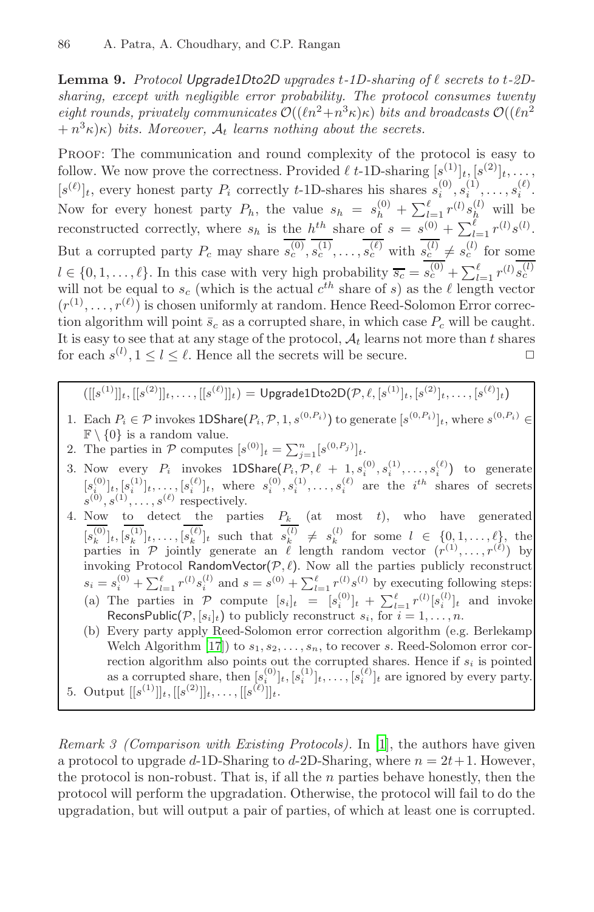**Lemma 9.** *Protocol* Upgrade1Dto2D *upgrades t-1D-sharing of $\ell$ secrets to t-2D-sharing, except with negligible error probability. The protocol consumes twenty eight rounds, privately communicates $\mathcal{O}((\ell n^2 + n^3\kappa)\kappa)$ bits and broadcasts $\mathcal{O}((\ell n^2 + n^3\kappa)\kappa)$ bits. Moreover, $\mathcal{A}_t$ learns nothing about the secrets.*

Proof: The communication and round complexity of the protocol is easy to follow. We now prove the correctness. Provided $\ell$ $t$-1D-sharing $[s^{(1)}]_t, [s^{(2)}]_t, \ldots, [s^{(\ell)}]_t$, every honest party $P_i$ correctly $t$-1D-shares his shares $s_i^{(0)}, s_i^{(1)}, \ldots, s_i^{(\ell)}$. Now for every honest party $P_h$, the value $s_h = s_h^{(0)} + \sum_{l=1}^{\ell} r^{(l)} s_h^{(l)}$ will be reconstructed correctly, where $s_h$ is the $h^{th}$ share of $s = s^{(0)} + \sum_{l=1}^{\ell} r^{(l)} s^{(l)}$. But a corrupted party $P_c$ may share $\overline{s_c^{(0)}}, \overline{s_c^{(1)}}, \ldots, \overline{s_c^{(\ell)}}$ with $\overline{s_c^{(l)}} \neq s_c^{(l)}$ for some $l \in \{0, 1, \ldots, \ell\}$. In this case with very high probability $\overline{s_c} = \overline{s_c^{(0)}} + \sum_{l=1}^{\ell} r^{(l)} \overline{s_c^{(l)}}$ will not be equal to $s_c$ (which is the actual $c^{th}$ share of $s$) as the $\ell$ length vector $(r^{(1)}, \ldots, r^{(\ell)})$ is chosen uniformly at random. Hence Reed-Solomon Error correction algorithm will point $\bar{s}_c$ as a corrupted share, in which case $P_c$ will be caught. It is easy to see that at any stage of the protocol, $\mathcal{A}_t$ learns not more than $t$ shares for each $s^{(l)}, 1 \leq l \leq \ell$. Hence all the secrets will be secure. □

---

$([[s^{(1)}]]_t, [[s^{(2)}]]_t, \ldots, [[s^{(\ell)}]]_t) =$ Upgrade1Dto2D$(\mathcal{P}, \ell, [s^{(1)}]_t, [s^{(2)}]_t, \ldots, [s^{(\ell)}]_t)$

1. Each $P_i \in \mathcal{P}$ invokes 1DShare$(P_i, \mathcal{P}, 1, s^{(0,P_i)})$ to generate $[s^{(0,P_i)}]_t$, where $s^{(0,P_i)} \in \mathbb{F} \setminus \{0\}$ is a random value.
2. The parties in $\mathcal{P}$ computes $[s^{(0)}]_t = \sum_{j=1}^{n} [s^{(0,P_j)}]_t$.
3. Now every $P_i$ invokes 1DShare$(P_i, \mathcal{P}, \ell + 1, s_i^{(0)}, s_i^{(1)}, \ldots, s_i^{(\ell)})$ to generate $[s_i^{(0)}]_t, [s_i^{(1)}]_t, \ldots, [s_i^{(\ell)}]_t$, where $s_i^{(0)}, s_i^{(1)}, \ldots, s_i^{(\ell)}$ are the $i^{th}$ shares of secrets $s^{(0)}, s^{(1)}, \ldots, s^{(\ell)}$ respectively.
4. Now to detect the parties $P_k$ (at most $t$), who have generated $[\overline{s_k^{(0)}}]_t, [\overline{s_k^{(1)}}]_t, \ldots, [\overline{s_k^{(\ell)}}]_t$ such that $\overline{s_k^{(l)}} \neq s_k^{(l)}$ for some $l \in \{0, 1, \ldots, \ell\}$, the parties in $\mathcal{P}$ jointly generate an $\ell$ length random vector $(r^{(1)}, \ldots, r^{(\ell)})$ by invoking Protocol RandomVector$(\mathcal{P}, \ell)$. Now all the parties publicly reconstruct $s_i = s_i^{(0)} + \sum_{l=1}^{\ell} r^{(l)} s_i^{(l)}$ and $s = s^{(0)} + \sum_{l=1}^{\ell} r^{(l)} s^{(l)}$ by executing following steps:
   (a) The parties in $\mathcal{P}$ compute $[s_i]_t = [s_i^{(0)}]_t + \sum_{l=1}^{\ell} r^{(l)} [s_i^{(l)}]_t$ and invoke ReconsPublic$(\mathcal{P}, [s_i]_t)$ to publicly reconstruct $s_i$, for $i = 1, \ldots, n$.
   (b) Every party apply Reed-Solomon error correction algorithm (e.g. Berlekamp Welch Algorithm [17]) to $s_1, s_2, \ldots, s_n$, to recover $s$. Reed-Solomon error correction algorithm also points out the corrupted shares. Hence if $s_i$ is pointed as a corrupted share, then $[s_i^{(0)}]_t, [s_i^{(1)}]_t, \ldots, [s_i^{(\ell)}]_t$ are ignored by every party.
5. Output $[[s^{(1)}]]_t, [[s^{(2)}]]_t, \ldots, [[s^{(\ell)}]]_t$.

---

*Remark 3 (Comparison with Existing Protocols).* In [1], the authors have given a protocol to upgrade $d$-1D-Sharing to $d$-2D-Sharing, where $n = 2t+1$. However, the protocol is non-robust. That is, if all the $n$ parties behave honestly, then the protocol will perform the upgradation. Otherwise, the protocol will fail to do the upgradation, but will output a pair of parties, of which at least one is corrupted.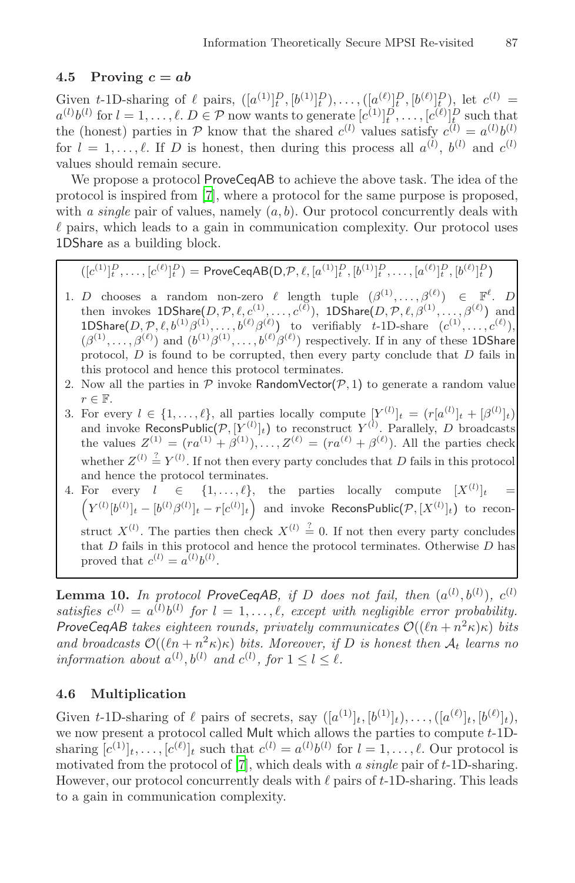### 4.5 Proving $c = ab$

Given $t$-1D-sharing of $\ell$ pairs, $([a^{(1)}]_t^D, [b^{(1)}]_t^D), \ldots, ([a^{(\ell)}]_t^D, [b^{(\ell)}]_t^D)$, let $c^{(l)} = a^{(l)}b^{(l)}$ for $l = 1, \ldots, \ell$. $D \in \mathcal{P}$ now wants to generate $[c^{(1)}]_t^D, \ldots, [c^{(\ell)}]_t^D$ such that the (honest) parties in $\mathcal{P}$ know that the shared $c^{(l)}$ values satisfy $c^{(l)} = a^{(l)}b^{(l)}$ for $l = 1, \ldots, \ell$. If $D$ is honest, then during this process all $a^{(l)}$, $b^{(l)}$ and $c^{(l)}$ values should remain secure.

We propose a protocol ProveCeqAB to achieve the above task. The idea of the protocol is inspired from [7], where a protocol for the same purpose is proposed, with *a single* pair of values, namely $(a, b)$. Our protocol concurrently deals with $\ell$ pairs, which leads to a gain in communication complexity. Our protocol uses 1DShare as a building block.

$([c^{(1)}]_t^D, \ldots, [c^{(\ell)}]_t^D) = \mathsf{ProveCeqAB}(\mathsf{D}, \mathcal{P}, \ell, [a^{(1)}]_t^D, [b^{(1)}]_t^D, \ldots, [a^{(\ell)}]_t^D, [b^{(\ell)}]_t^D)$

1. $D$ chooses a random non-zero $\ell$ length tuple $(\beta^{(1)}, \ldots, \beta^{(\ell)}) \in \mathbb{F}^\ell$. $D$ then invokes $\mathsf{1DShare}(D, \mathcal{P}, \ell, c^{(1)}, \ldots, c^{(\ell)})$, $\mathsf{1DShare}(D, \mathcal{P}, \ell, \beta^{(1)}, \ldots, \beta^{(\ell)})$ and $\mathsf{1DShare}(D, \mathcal{P}, \ell, b^{(1)}\beta^{(1)}, \ldots, b^{(\ell)}\beta^{(\ell)})$ to verifiably $t$-1D-share $(c^{(1)}, \ldots, c^{(\ell)})$, $(\beta^{(1)}, \ldots, \beta^{(\ell)})$ and $(b^{(1)}\beta^{(1)}, \ldots, b^{(\ell)}\beta^{(\ell)})$ respectively. If in any of these 1DShare protocol, $D$ is found to be corrupted, then every party conclude that $D$ fails in this protocol and hence this protocol terminates.
2. Now all the parties in $\mathcal{P}$ invoke $\mathsf{RandomVector}(\mathcal{P}, 1)$ to generate a random value $r \in \mathbb{F}$.
3. For every $l \in \{1, \ldots, \ell\}$, all parties locally compute $[Y^{(l)}]_t = (r[a^{(l)}]_t + [\beta^{(l)}]_t)$ and invoke $\mathsf{ReconsPublic}(\mathcal{P}, [Y^{(l)}]_t)$ to reconstruct $Y^{(l)}$. Parallely, $D$ broadcasts the values $Z^{(1)} = (ra^{(1)} + \beta^{(1)}), \ldots, Z^{(\ell)} = (ra^{(\ell)} + \beta^{(\ell)})$. All the parties check whether $Z^{(l)} \stackrel{?}{=} Y^{(l)}$. If not then every party concludes that $D$ fails in this protocol and hence the protocol terminates.
4. For every $l \in \{1, \ldots, \ell\}$, the parties locally compute $[X^{(l)}]_t = \left(Y^{(l)}[b^{(l)}]_t - [b^{(l)}\beta^{(l)}]_t - r[c^{(l)}]_t\right)$ and invoke $\mathsf{ReconsPublic}(\mathcal{P}, [X^{(l)}]_t)$ to reconstruct $X^{(l)}$. The parties then check $X^{(l)} \stackrel{?}{=} 0$. If not then every party concludes that $D$ fails in this protocol and hence the protocol terminates. Otherwise $D$ has proved that $c^{(l)} = a^{(l)}b^{(l)}$.

**Lemma 10.** *In protocol ProveCeqAB, if $D$ does not fail, then $(a^{(l)}, b^{(l)})$, $c^{(l)}$ satisfies $c^{(l)} = a^{(l)}b^{(l)}$ for $l = 1, \ldots, \ell$, except with negligible error probability. ProveCeqAB takes eighteen rounds, privately communicates $\mathcal{O}((\ell n + n^2\kappa)\kappa)$ bits and broadcasts $\mathcal{O}((\ell n + n^2\kappa)\kappa)$ bits. Moreover, if $D$ is honest then $\mathcal{A}_t$ learns no information about $a^{(l)}, b^{(l)}$ and $c^{(l)}$, for $1 \leq l \leq \ell$.*

### 4.6 Multiplication

Given $t$-1D-sharing of $\ell$ pairs of secrets, say $([a^{(1)}]_t, [b^{(1)}]_t), \ldots, ([a^{(\ell)}]_t, [b^{(\ell)}]_t)$, we now present a protocol called Mult which allows the parties to compute $t$-1D-sharing $[c^{(1)}]_t, \ldots, [c^{(\ell)}]_t$ such that $c^{(l)} = a^{(l)}b^{(l)}$ for $l = 1, \ldots, \ell$. Our protocol is motivated from the protocol of [7], which deals with *a single* pair of $t$-1D-sharing. However, our protocol concurrently deals with $\ell$ pairs of $t$-1D-sharing. This leads to a gain in communication complexity.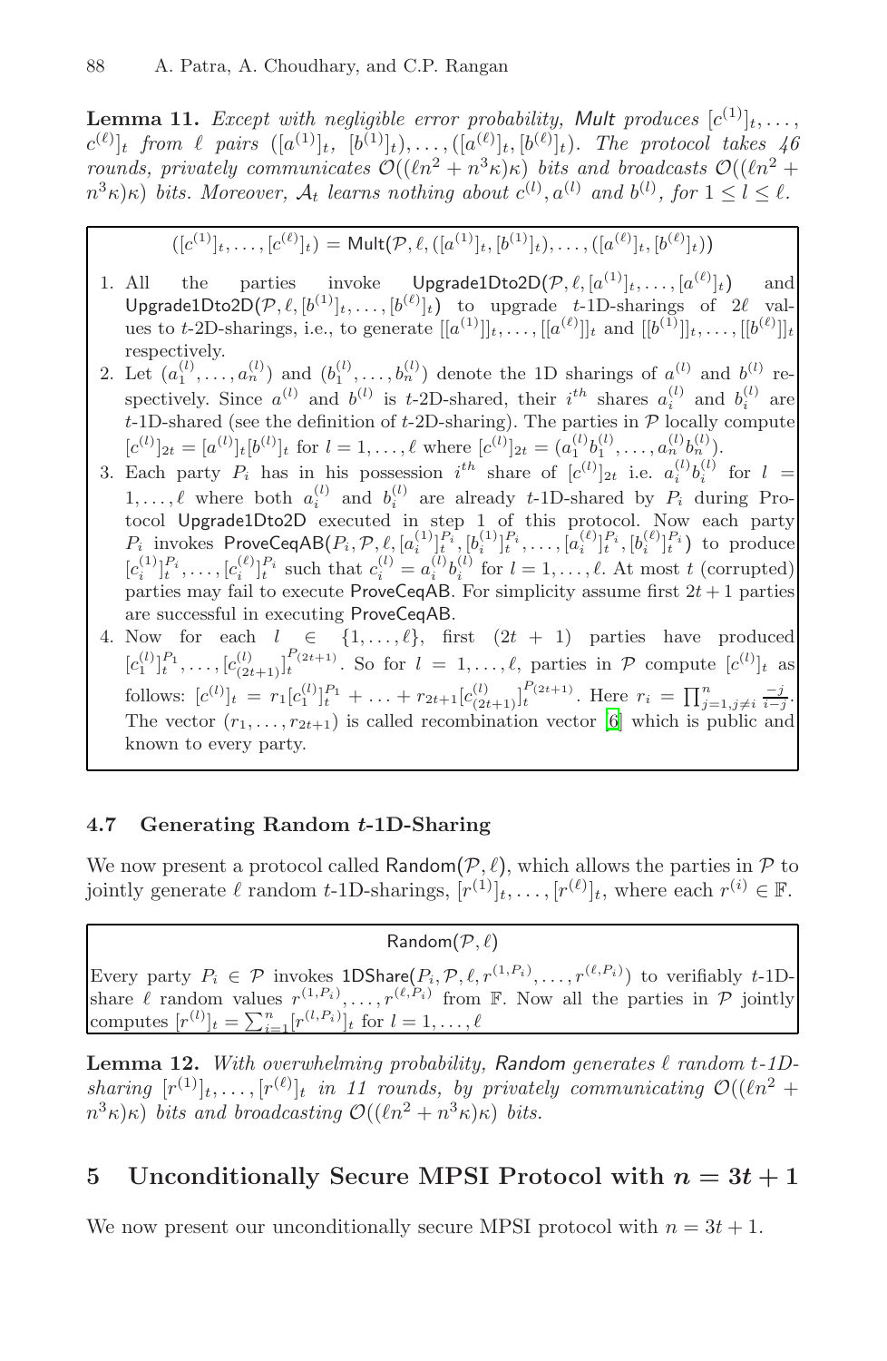**Lemma 11.** *Except with negligible error probability,* Mult *produces* $[c^{(1)}]_t, \ldots, c^{(\ell)}]_t$ *from* $\ell$ *pairs* $([a^{(1)}]_t, [b^{(1)}]_t), \ldots, ([a^{(\ell)}]_t, [b^{(\ell)}]_t)$*. The protocol takes 46 rounds, privately communicates* $\mathcal{O}((\ell n^2 + n^3\kappa)\kappa)$ *bits and broadcasts* $\mathcal{O}((\ell n^2 + n^3\kappa)\kappa)$ *bits. Moreover,* $\mathcal{A}_t$ *learns nothing about* $c^{(l)}, a^{(l)}$ *and* $b^{(l)}$*, for* $1 \leq l \leq \ell$*.*

$$([c^{(1)}]_t, \ldots, [c^{(\ell)}]_t) = \mathsf{Mult}(\mathcal{P}, \ell, ([a^{(1)}]_t, [b^{(1)}]_t), \ldots, ([a^{(\ell)}]_t, [b^{(\ell)}]_t))$$

1. All the parties invoke $\mathsf{Upgrade1Dto2D}(\mathcal{P}, \ell, [a^{(1)}]_t, \ldots, [a^{(\ell)}]_t)$ and $\mathsf{Upgrade1Dto2D}(\mathcal{P}, \ell, [b^{(1)}]_t, \ldots, [b^{(\ell)}]_t)$ to upgrade $t$-1D-sharings of $2\ell$ values to $t$-2D-sharings, i.e., to generate $[[a^{(1)}]]_t, \ldots, [[a^{(\ell)}]]_t$ and $[[b^{(1)}]]_t, \ldots, [[b^{(\ell)}]]_t$ respectively.
2. Let $(a_1^{(l)}, \ldots, a_n^{(l)})$ and $(b_1^{(l)}, \ldots, b_n^{(l)})$ denote the 1D sharings of $a^{(l)}$ and $b^{(l)}$ respectively. Since $a^{(l)}$ and $b^{(l)}$ is $t$-2D-shared, their $i^{th}$ shares $a_i^{(l)}$ and $b_i^{(l)}$ are $t$-1D-shared (see the definition of $t$-2D-sharing). The parties in $\mathcal{P}$ locally compute $[c^{(l)}]_{2t} = [a^{(l)}]_t[b^{(l)}]_t$ for $l = 1, \ldots, \ell$ where $[c^{(l)}]_{2t} = (a_1^{(l)}b_1^{(l)}, \ldots, a_n^{(l)}b_n^{(l)})$.
3. Each party $P_i$ has in his possession $i^{th}$ share of $[c^{(l)}]_{2t}$ i.e. $a_i^{(l)}b_i^{(l)}$ for $l = 1, \ldots, \ell$ where both $a_i^{(l)}$ and $b_i^{(l)}$ are already $t$-1D-shared by $P_i$ during Protocol Upgrade1Dto2D executed in step 1 of this protocol. Now each party $P_i$ invokes $\mathsf{ProveCeqAB}(P_i, \mathcal{P}, \ell, [a_i^{(1)}]_t^{P_i}, [b_i^{(1)}]_t^{P_i}, \ldots, [a_i^{(\ell)}]_t^{P_i}, [b_i^{(\ell)}]_t^{P_i})$ to produce $[c_i^{(1)}]_t^{P_i}, \ldots, [c_i^{(\ell)}]_t^{P_i}$ such that $c_i^{(l)} = a_i^{(l)}b_i^{(l)}$ for $l = 1, \ldots, \ell$. At most $t$ (corrupted) parties may fail to execute ProveCeqAB. For simplicity assume first $2t+1$ parties are successful in executing ProveCeqAB.
4. Now for each $l \in \{1, \ldots, \ell\}$, first $(2t+1)$ parties have produced $[c_1^{(l)}]_t^{P_1}, \ldots, [c_{(2t+1)}^{(l)}]_t^{P_{(2t+1)}}$. So for $l = 1, \ldots, \ell$, parties in $\mathcal{P}$ compute $[c^{(l)}]_t$ as follows: $[c^{(l)}]_t = r_1[c_1^{(l)}]_t^{P_1} + \ldots + r_{2t+1}[c_{(2t+1)}^{(l)}]_t^{P_{(2t+1)}}$. Here $r_i = \prod_{j=1, j\neq i}^{n} \frac{-j}{i-j}$. The vector $(r_1, \ldots, r_{2t+1})$ is called recombination vector [6] which is public and known to every party.

### 4.7 Generating Random $t$-1D-Sharing

We now present a protocol called $\mathsf{Random}(\mathcal{P}, \ell)$, which allows the parties in $\mathcal{P}$ to jointly generate $\ell$ random $t$-1D-sharings, $[r^{(1)}]_t, \ldots, [r^{(\ell)}]_t$, where each $r^{(i)} \in \mathbb{F}$.

$\mathsf{Random}(\mathcal{P}, \ell)$

Every party $P_i \in \mathcal{P}$ invokes $\mathsf{1DShare}(P_i, \mathcal{P}, \ell, r^{(1,P_i)}, \ldots, r^{(\ell,P_i)})$ to verifiably $t$-1D-share $\ell$ random values $r^{(1,P_i)}, \ldots, r^{(\ell,P_i)}$ from $\mathbb{F}$. Now all the parties in $\mathcal{P}$ jointly computes $[r^{(l)}]_t = \sum_{i=1}^{n}[r^{(l,P_i)}]_t$ for $l = 1, \ldots, \ell$

**Lemma 12.** *With overwhelming probability,* Random *generates* $\ell$ *random t-1D-sharing* $[r^{(1)}]_t, \ldots, [r^{(\ell)}]_t$ *in 11 rounds, by privately communicating* $\mathcal{O}((\ell n^2 + n^3\kappa)\kappa)$ *bits and broadcasting* $\mathcal{O}((\ell n^2 + n^3\kappa)\kappa)$ *bits.*

## 5 Unconditionally Secure MPSI Protocol with $n = 3t + 1$

We now present our unconditionally secure MPSI protocol with $n = 3t + 1$.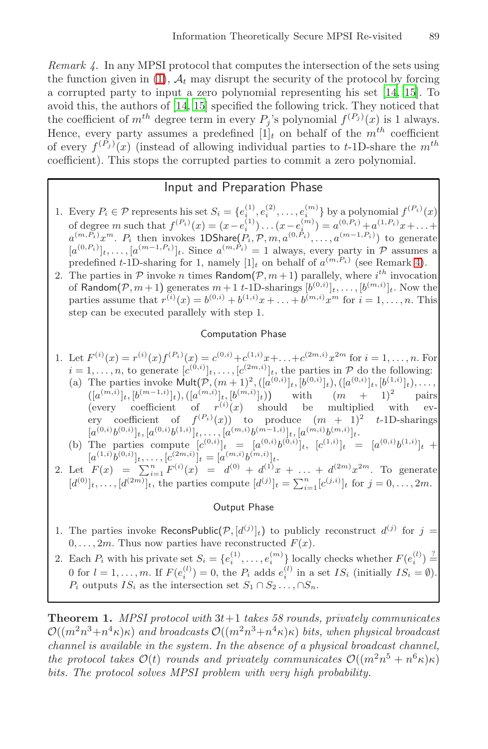*Remark 4.* In any MPSI protocol that computes the intersection of the sets using the function given in (1), $\mathcal{A}_t$ may disrupt the security of the protocol by forcing a corrupted party to input a zero polynomial representing his set [14, 15]. To avoid this, the authors of [14, 15] specified the following trick. They noticed that the coefficient of $m^{th}$ degree term in every $P_j$'s polynomial $f^{(P_j)}(x)$ is 1 always. Hence, every party assumes a predefined $[1]_t$ on behalf of the $m^{th}$ coefficient of every $f^{(P_j)}(x)$ (instead of allowing individual parties to $t$-1D-share the $m^{th}$ coefficient). This stops the corrupted parties to commit a zero polynomial.

---

**Input and Preparation Phase**

1. Every $P_i \in \mathcal{P}$ represents his set $S_i = \{e_i^{(1)}, e_i^{(2)}, \ldots, e_i^{(m)}\}$ by a polynomial $f^{(P_i)}(x)$ of degree $m$ such that $f^{(P_i)}(x) = (x - e_i^{(1)}) \ldots (x - e_i^{(m)}) = a^{(0,P_i)} + a^{(1,P_i)}x + \ldots + a^{(m,P_i)}x^m$. $P_i$ then invokes $\mathsf{1DShare}(P_i, \mathcal{P}, m, a^{(0,P_i)}, \ldots, a^{(m-1,P_i)})$ to generate $[a^{(0,P_i)}]_t, \ldots, [a^{(m-1,P_i)}]_t$. Since $a^{(m,P_i)} = 1$ always, every party in $\mathcal{P}$ assumes a predefined $t$-1D-sharing for 1, namely $[1]_t$ on behalf of $a^{(m,P_i)}$ (see Remark 4).
2. The parties in $\mathcal{P}$ invoke $n$ times $\mathsf{Random}(\mathcal{P}, m+1)$ parallely, where $i^{th}$ invocation of $\mathsf{Random}(\mathcal{P}, m+1)$ generates $m+1$ $t$-1D-sharings $[b^{(0,i)}]_t, \ldots, [b^{(m,i)}]_t$. Now the parties assume that $r^{(i)}(x) = b^{(0,i)} + b^{(1,i)}x + \ldots + b^{(m,i)}x^m$ for $i = 1, \ldots, n$. This step can be executed parallely with step 1.

**Computation Phase**

1. Let $F^{(i)}(x) = r^{(i)}(x)f^{(P_i)}(x) = c^{(0,i)} + c^{(1,i)}x + \ldots + c^{(2m,i)}x^{2m}$ for $i = 1, \ldots, n$. For $i = 1, \ldots, n$, to generate $[c^{(0,i)}]_t, \ldots, [c^{(2m,i)}]_t$, the parties in $\mathcal{P}$ do the following:
   (a) The parties invoke $\mathsf{Mult}(\mathcal{P}, (m+1)^2, ([a^{(0,i)}]_t, [b^{(0,i)}]_t), ([a^{(0,i)}]_t, [b^{(1,i)}]_t), \ldots, ([a^{(m,i)}]_t, [b^{(m-1,i)}]_t), ([a^{(m,i)}]_t, [b^{(m,i)}]_t))$ with $(m+1)^2$ pairs (every coefficient of $r^{(i)}(x)$ should be multiplied with every coefficient of $f^{(P_i)}(x)$) to produce $(m+1)^2$ $t$-1D-sharings $[a^{(0,i)}b^{(0,i)}]_t, [a^{(0,i)}b^{(1,i)}]_t, \ldots, [a^{(m,i)}b^{(m-1,i)}]_t, [a^{(m,i)}b^{(m,i)}]_t$.
   (b) The parties compute $[c^{(0,i)}]_t = [a^{(0,i)}b^{(0,i)}]_t$, $[c^{(1,i)}]_t = [a^{(0,i)}b^{(1,i)}]_t + [a^{(1,i)}b^{(0,i)}]_t, \ldots, [c^{(2m,i)}]_t = [a^{(m,i)}b^{(m,i)}]_t$.
2. Let $F(x) = \sum_{i=1}^{n} F^{(i)}(x) = d^{(0)} + d^{(1)}x + \ldots + d^{(2m)}x^{2m}$. To generate $[d^{(0)}]_t, \ldots, [d^{(2m)}]_t$, the parties compute $[d^{(j)}]_t = \sum_{i=1}^{n}[c^{(j,i)}]_t$ for $j = 0, \ldots, 2m$.

**Output Phase**

1. The parties invoke $\mathsf{ReconsPublic}(\mathcal{P}, [d^{(j)}]_t)$ to publicly reconstruct $d^{(j)}$ for $j = 0, \ldots, 2m$. Thus now parties have reconstructed $F(x)$.
2. Each $P_i$ with his private set $S_i = \{e_i^{(1)}, \ldots, e_i^{(m)}\}$ locally checks whether $F(e_i^{(l)}) \stackrel{?}{=} 0$ for $l = 1, \ldots, m$. If $F(e_i^{(l)}) = 0$, the $P_i$ adds $e_i^{(l)}$ in a set $IS_i$ (initially $IS_i = \emptyset$). $P_i$ outputs $IS_i$ as the intersection set $S_1 \cap S_2 \ldots, \cap S_n$.

---

**Theorem 1.** *MPSI protocol with $3t+1$ takes 58 rounds, privately communicates $\mathcal{O}((m^2n^3+n^4\kappa)\kappa)$ and broadcasts $\mathcal{O}((m^2n^3+n^4\kappa)\kappa)$ bits, when physical broadcast channel is available in the system. In the absence of a physical broadcast channel, the protocol takes $\mathcal{O}(t)$ rounds and privately communicates $\mathcal{O}((m^2n^5 + n^6\kappa)\kappa)$ bits. The protocol solves MPSI problem with very high probability.*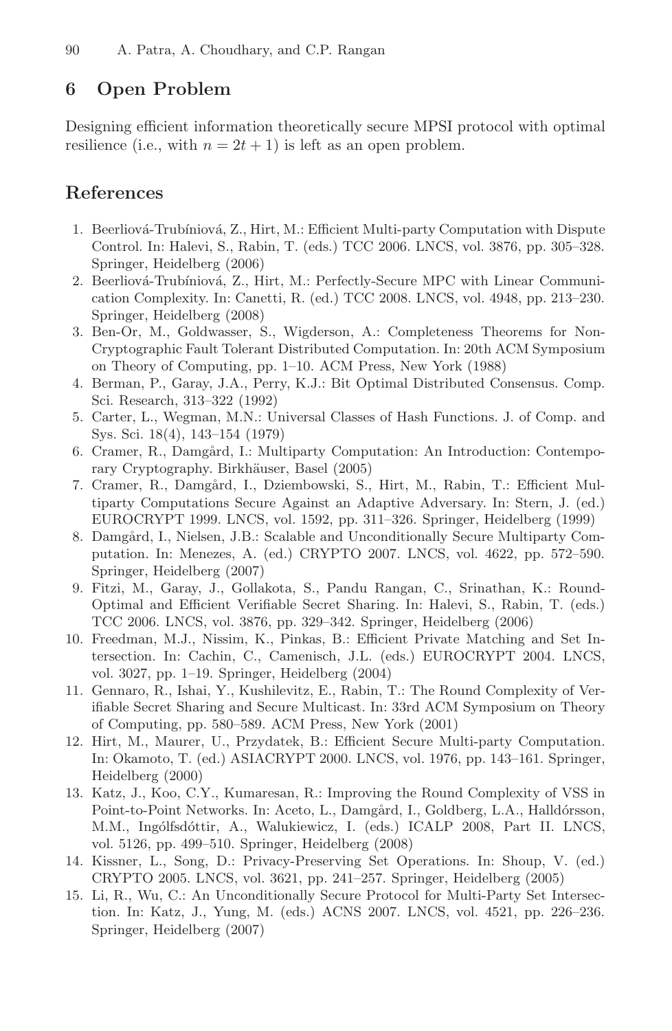## 6 Open Problem

Designing efficient information theoretically secure MPSI protocol with optimal resilience (i.e., with $n = 2t + 1$) is left as an open problem.

## References

1. Beerliová-Trubíniová, Z., Hirt, M.: Efficient Multi-party Computation with Dispute Control. In: Halevi, S., Rabin, T. (eds.) TCC 2006. LNCS, vol. 3876, pp. 305–328. Springer, Heidelberg (2006)
2. Beerliová-Trubíniová, Z., Hirt, M.: Perfectly-Secure MPC with Linear Communication Complexity. In: Canetti, R. (ed.) TCC 2008. LNCS, vol. 4948, pp. 213–230. Springer, Heidelberg (2008)
3. Ben-Or, M., Goldwasser, S., Wigderson, A.: Completeness Theorems for Non-Cryptographic Fault Tolerant Distributed Computation. In: 20th ACM Symposium on Theory of Computing, pp. 1–10. ACM Press, New York (1988)
4. Berman, P., Garay, J.A., Perry, K.J.: Bit Optimal Distributed Consensus. Comp. Sci. Research, 313–322 (1992)
5. Carter, L., Wegman, M.N.: Universal Classes of Hash Functions. J. of Comp. and Sys. Sci. 18(4), 143–154 (1979)
6. Cramer, R., Damgård, I.: Multiparty Computation: An Introduction: Contemporary Cryptography. Birkhäuser, Basel (2005)
7. Cramer, R., Damgård, I., Dziembowski, S., Hirt, M., Rabin, T.: Efficient Multiparty Computations Secure Against an Adaptive Adversary. In: Stern, J. (ed.) EUROCRYPT 1999. LNCS, vol. 1592, pp. 311–326. Springer, Heidelberg (1999)
8. Damgård, I., Nielsen, J.B.: Scalable and Unconditionally Secure Multiparty Computation. In: Menezes, A. (ed.) CRYPTO 2007. LNCS, vol. 4622, pp. 572–590. Springer, Heidelberg (2007)
9. Fitzi, M., Garay, J., Gollakota, S., Pandu Rangan, C., Srinathan, K.: Round-Optimal and Efficient Verifiable Secret Sharing. In: Halevi, S., Rabin, T. (eds.) TCC 2006. LNCS, vol. 3876, pp. 329–342. Springer, Heidelberg (2006)
10. Freedman, M.J., Nissim, K., Pinkas, B.: Efficient Private Matching and Set Intersection. In: Cachin, C., Camenisch, J.L. (eds.) EUROCRYPT 2004. LNCS, vol. 3027, pp. 1–19. Springer, Heidelberg (2004)
11. Gennaro, R., Ishai, Y., Kushilevitz, E., Rabin, T.: The Round Complexity of Verifiable Secret Sharing and Secure Multicast. In: 33rd ACM Symposium on Theory of Computing, pp. 580–589. ACM Press, New York (2001)
12. Hirt, M., Maurer, U., Przydatek, B.: Efficient Secure Multi-party Computation. In: Okamoto, T. (ed.) ASIACRYPT 2000. LNCS, vol. 1976, pp. 143–161. Springer, Heidelberg (2000)
13. Katz, J., Koo, C.Y., Kumaresan, R.: Improving the Round Complexity of VSS in Point-to-Point Networks. In: Aceto, L., Damgård, I., Goldberg, L.A., Halldórsson, M.M., Ingólfsdóttir, A., Walukiewicz, I. (eds.) ICALP 2008, Part II. LNCS, vol. 5126, pp. 499–510. Springer, Heidelberg (2008)
14. Kissner, L., Song, D.: Privacy-Preserving Set Operations. In: Shoup, V. (ed.) CRYPTO 2005. LNCS, vol. 3621, pp. 241–257. Springer, Heidelberg (2005)
15. Li, R., Wu, C.: An Unconditionally Secure Protocol for Multi-Party Set Intersection. In: Katz, J., Yung, M. (eds.) ACNS 2007. LNCS, vol. 4521, pp. 226–236. Springer, Heidelberg (2007)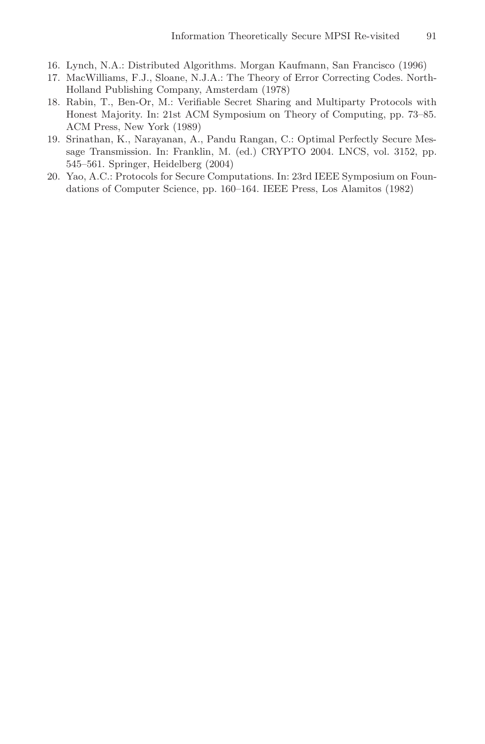16. Lynch, N.A.: Distributed Algorithms. Morgan Kaufmann, San Francisco (1996)
17. MacWilliams, F.J., Sloane, N.J.A.: The Theory of Error Correcting Codes. North-Holland Publishing Company, Amsterdam (1978)
18. Rabin, T., Ben-Or, M.: Verifiable Secret Sharing and Multiparty Protocols with Honest Majority. In: 21st ACM Symposium on Theory of Computing, pp. 73–85. ACM Press, New York (1989)
19. Srinathan, K., Narayanan, A., Pandu Rangan, C.: Optimal Perfectly Secure Message Transmission. In: Franklin, M. (ed.) CRYPTO 2004. LNCS, vol. 3152, pp. 545–561. Springer, Heidelberg (2004)
20. Yao, A.C.: Protocols for Secure Computations. In: 23rd IEEE Symposium on Foundations of Computer Science, pp. 160–164. IEEE Press, Los Alamitos (1982)